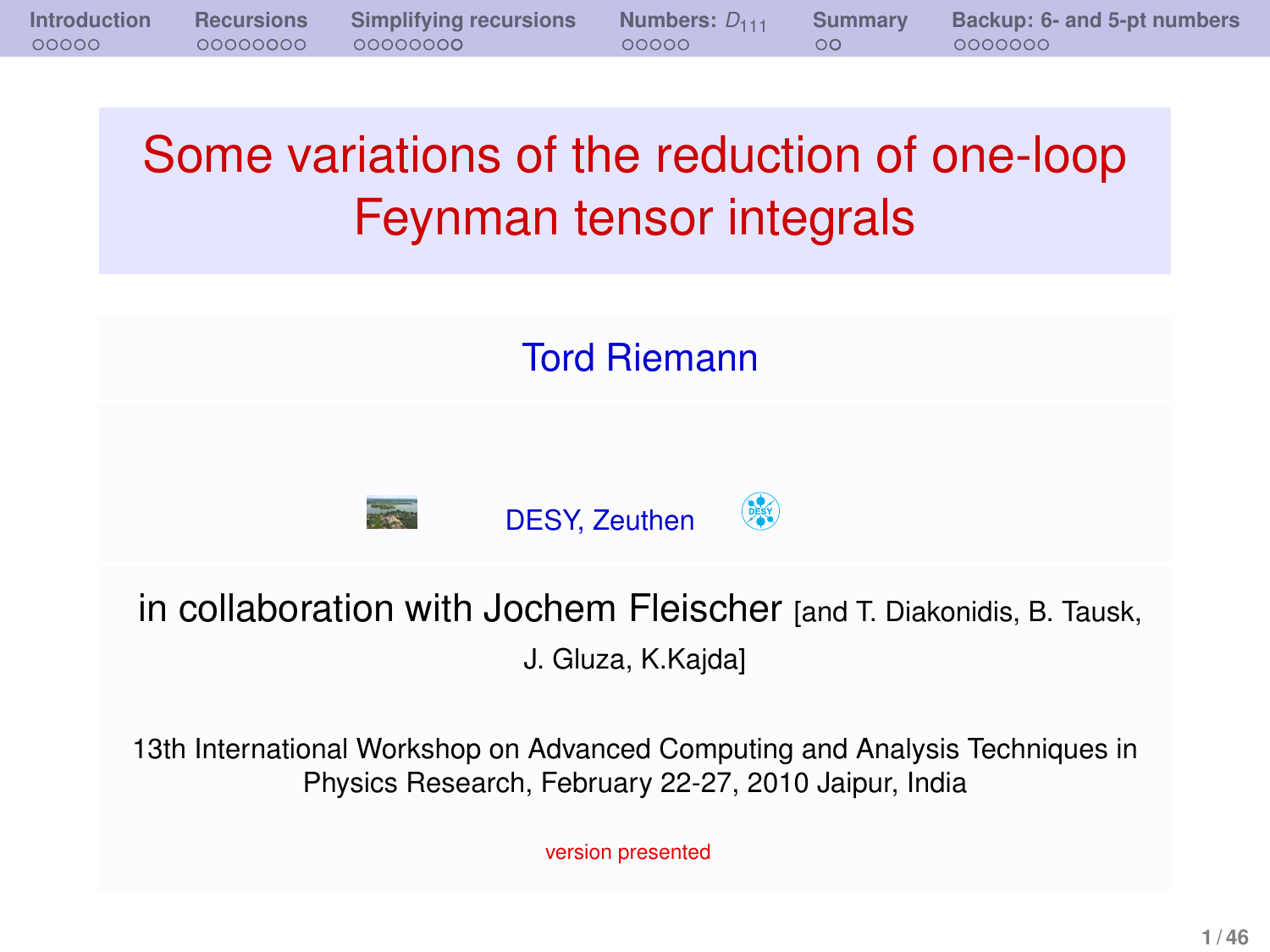# Some variations of the reduction of one-loop Feynman tensor integrals

Tord Riemann

DESY, Zeuthen

in collaboration with Jochem Fleischer [and T. Diakonidis, B. Tausk, J. Gluza, K.Kajda]

13th International Workshop on Advanced Computing and Analysis Techniques in Physics Research, February 22-27, 2010 Jaipur, India

version presented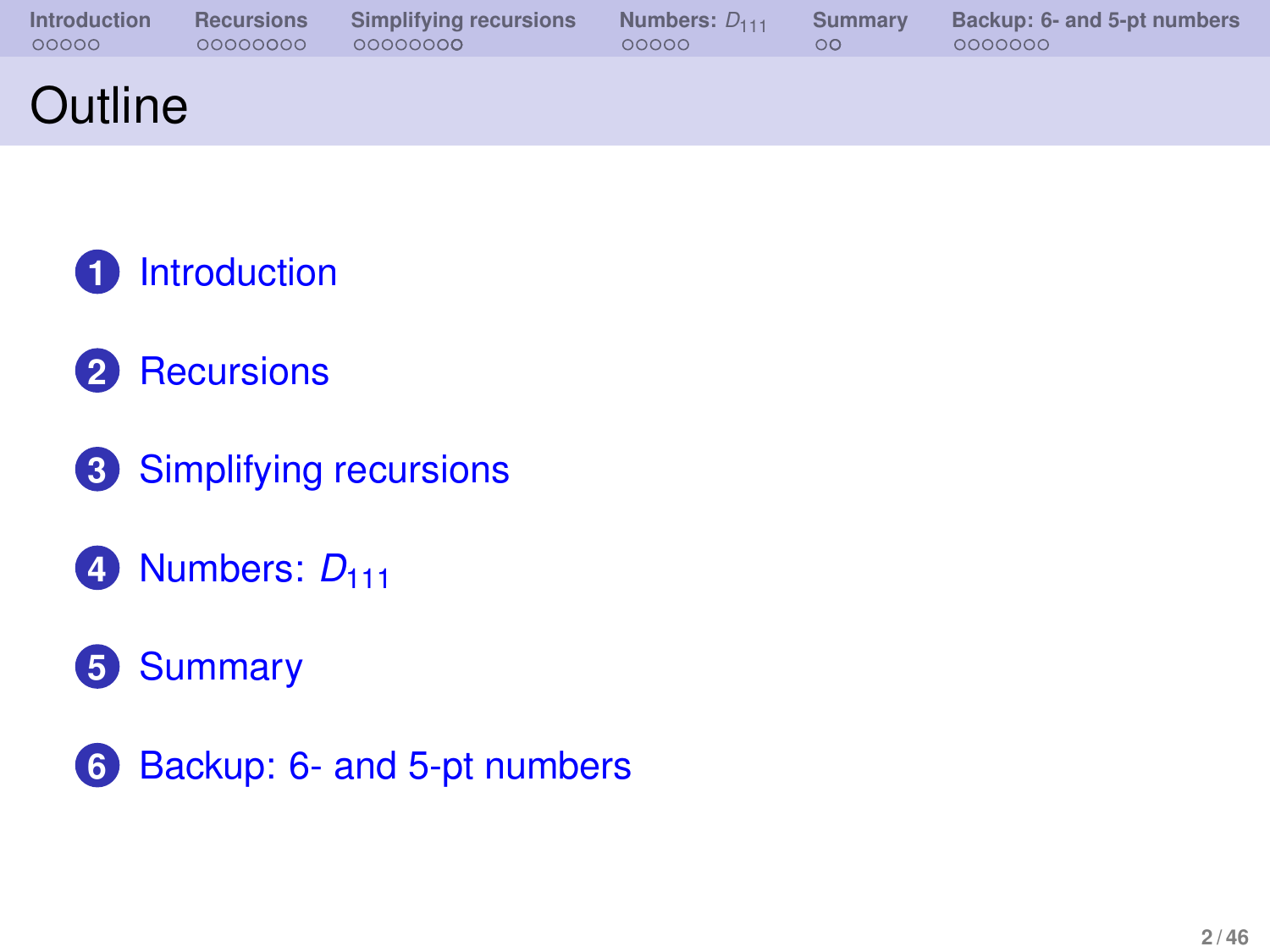# Outline

1. Introduction
2. Recursions
3. Simplifying recursions
4. Numbers: $D_{111}$
5. Summary
6. Backup: 6- and 5-pt numbers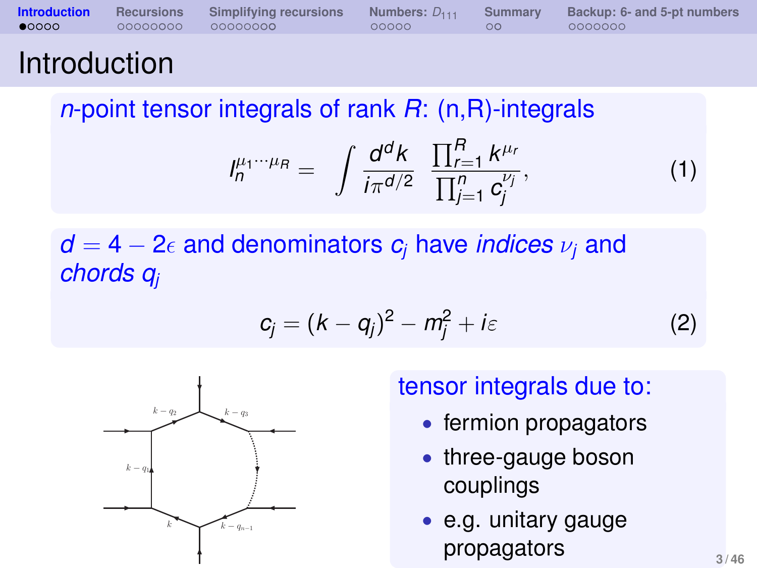# Introduction

## $n$-point tensor integrals of rank $R$: (n,R)-integrals

$$I_n^{\mu_1 \cdots \mu_R} = \int \frac{d^d k}{i\pi^{d/2}} \frac{\prod_{r=1}^{R} k^{\mu_r}}{\prod_{j=1}^{n} c_j^{\nu_j}}, \tag{1}$$

## $d = 4 - 2\epsilon$ and denominators $c_j$ have *indices* $\nu_j$ and *chords* $q_j$

$$c_j = (k - q_j)^2 - m_j^2 + i\varepsilon \tag{2}$$

## tensor integrals due to:

- fermion propagators
- three-gauge boson couplings
- e.g. unitary gauge propagators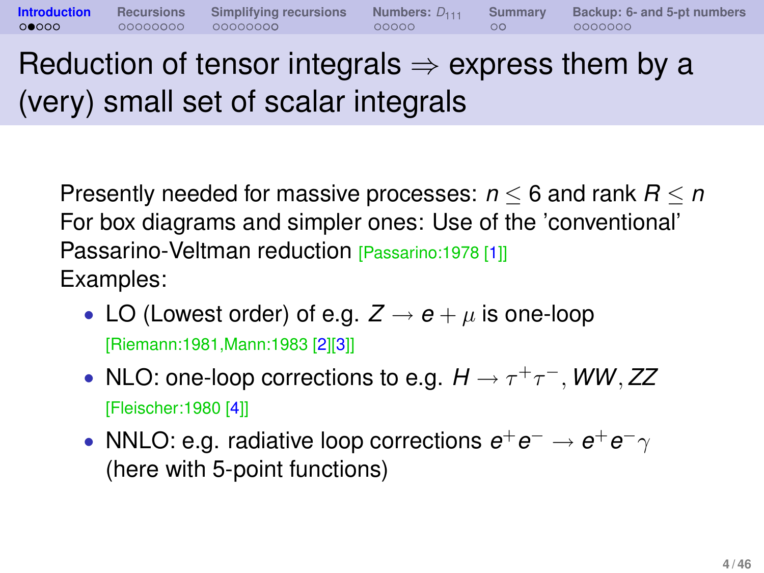# Reduction of tensor integrals ⇒ express them by a (very) small set of scalar integrals

Presently needed for massive processes: $n \leq 6$ and rank $R \leq n$
For box diagrams and simpler ones: Use of the 'conventional' Passarino-Veltman reduction [Passarino:1978 [1]]
Examples:

- LO (Lowest order) of e.g. $Z \to e + \mu$ is one-loop [Riemann:1981,Mann:1983 [2][3]]
- NLO: one-loop corrections to e.g. $H \to \tau^+\tau^-, WW, ZZ$ [Fleischer:1980 [4]]
- NNLO: e.g. radiative loop corrections $e^+e^- \to e^+e^-\gamma$ (here with 5-point functions)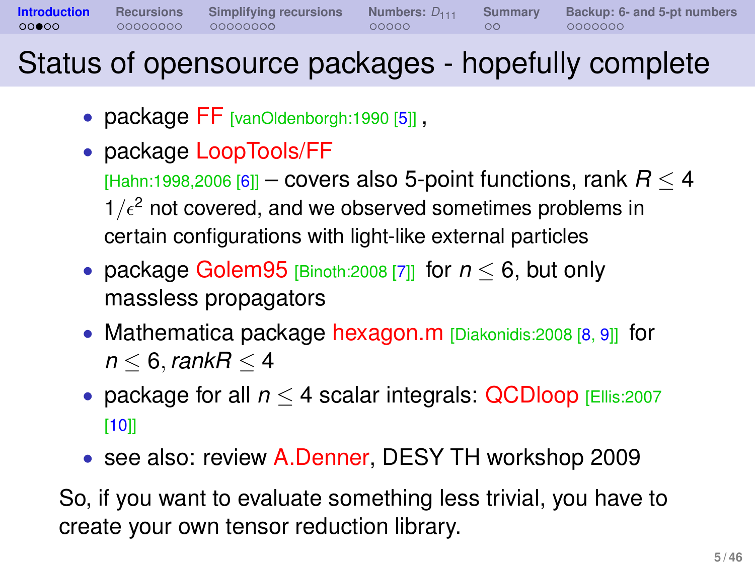# Status of opensource packages - hopefully complete

- package FF [vanOldenborgh:1990 [5]] ,
- package LoopTools/FF [Hahn:1998,2006 [6]] – covers also 5-point functions, rank $R \leq 4$ $1/\epsilon^2$ not covered, and we observed sometimes problems in certain configurations with light-like external particles
- package Golem95 [Binoth:2008 [7]] for $n \leq 6$, but only massless propagators
- Mathematica package hexagon.m [Diakonidis:2008 [8, 9]] for $n \leq 6, rankR \leq 4$
- package for all $n \leq 4$ scalar integrals: QCDloop [Ellis:2007 [10]]
- see also: review A.Denner, DESY TH workshop 2009

So, if you want to evaluate something less trivial, you have to create your own tensor reduction library.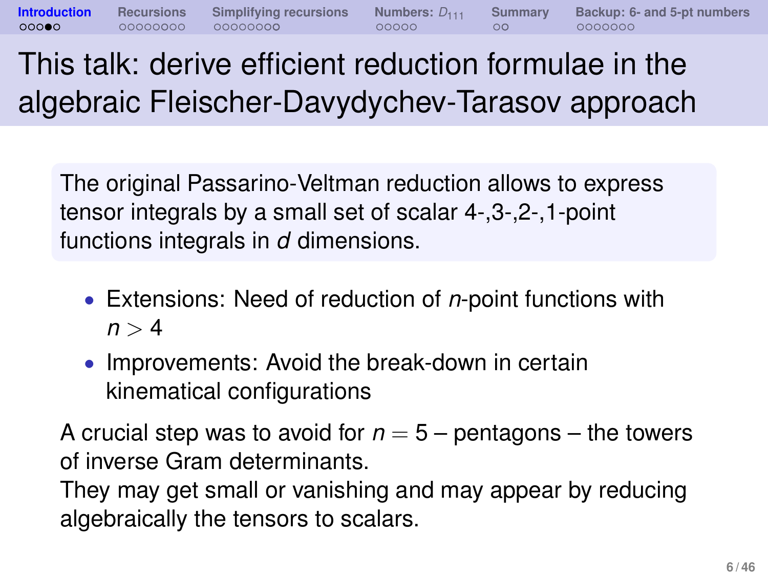# This talk: derive efficient reduction formulae in the algebraic Fleischer-Davydychev-Tarasov approach

The original Passarino-Veltman reduction allows to express tensor integrals by a small set of scalar 4-,3-,2-,1-point functions integrals in $d$ dimensions.

- Extensions: Need of reduction of $n$-point functions with $n > 4$
- Improvements: Avoid the break-down in certain kinematical configurations

A crucial step was to avoid for $n = 5$ – pentagons – the towers of inverse Gram determinants.
They may get small or vanishing and may appear by reducing algebraically the tensors to scalars.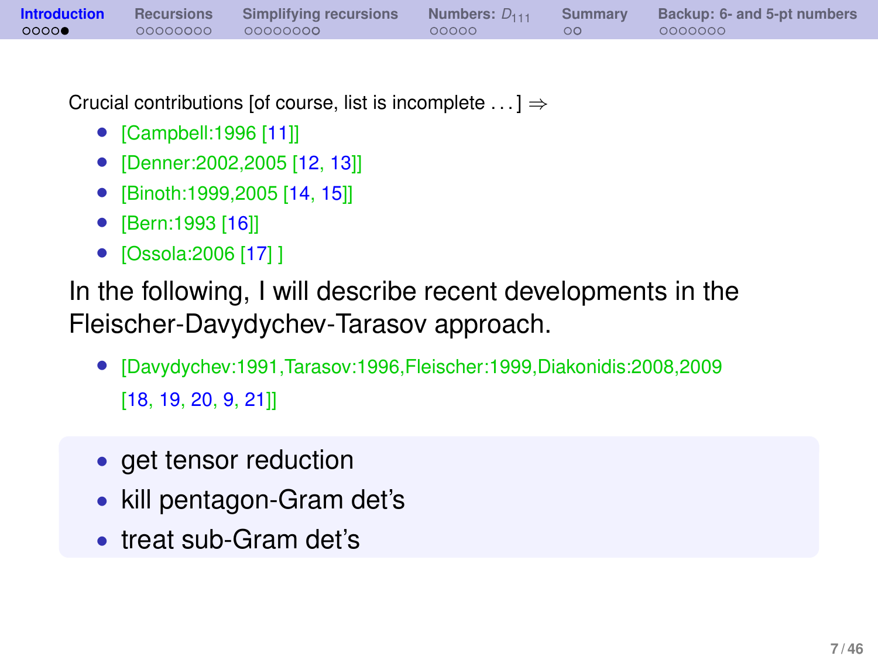Crucial contributions [of course, list is incomplete . . . ] ⇒

- [Campbell:1996 [11]]
- [Denner:2002,2005 [12, 13]]
- [Binoth:1999,2005 [14, 15]]
- [Bern:1993 [16]]
- [Ossola:2006 [17] ]

In the following, I will describe recent developments in the Fleischer-Davydychev-Tarasov approach.

- [Davydychev:1991,Tarasov:1996,Fleischer:1999,Diakonidis:2008,2009 [18, 19, 20, 9, 21]]

- get tensor reduction
- kill pentagon-Gram det's
- treat sub-Gram det's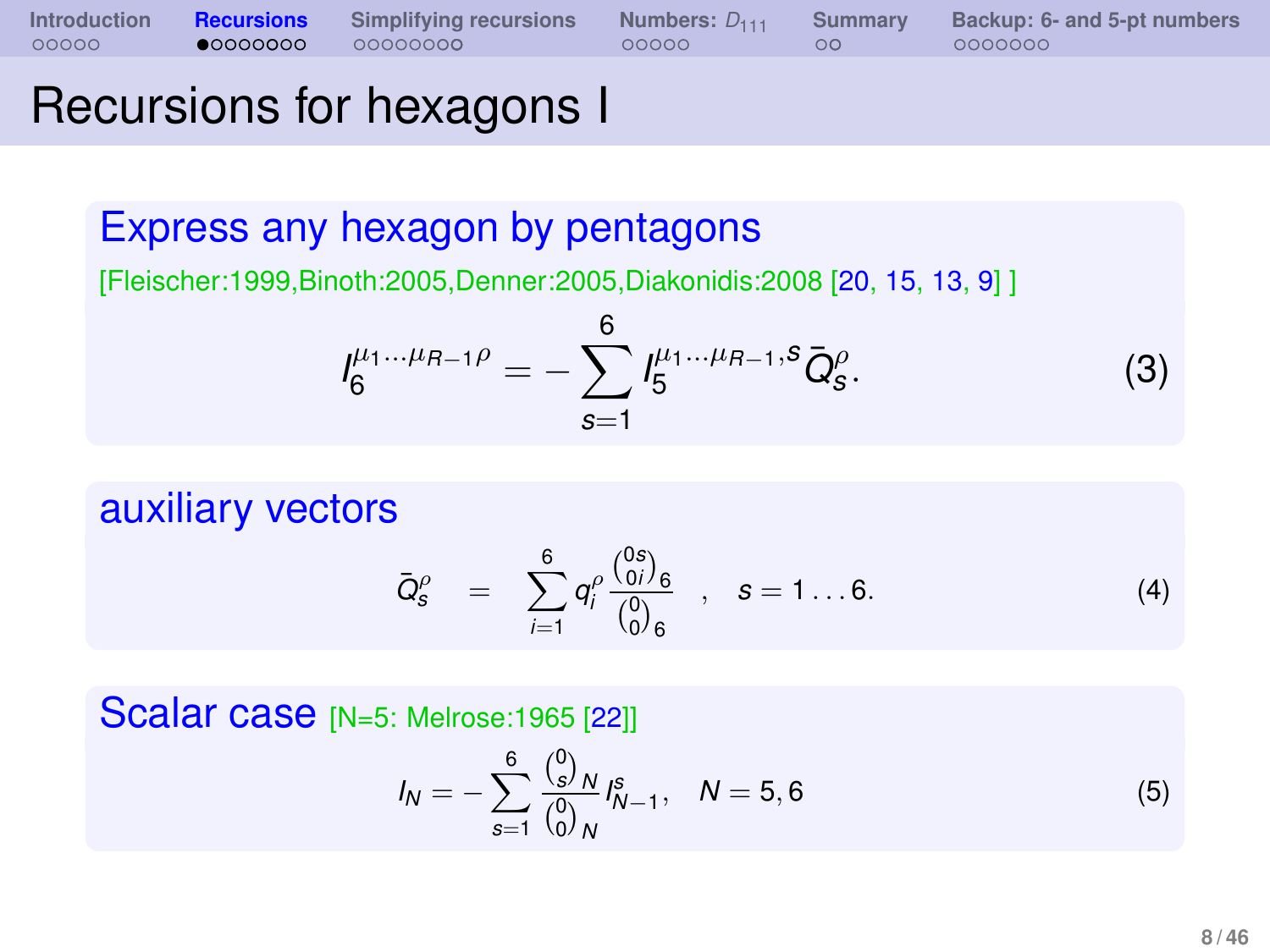# Recursions for hexagons I

## Express any hexagon by pentagons

[Fleischer:1999,Binoth:2005,Denner:2005,Diakonidis:2008 [20, 15, 13, 9] ]

$$I_6^{\mu_1\cdots\mu_{R-1}\rho} = -\sum_{s=1}^{6} I_5^{\mu_1\cdots\mu_{R-1},s}\,\bar{Q}_s^{\rho}. \tag{3}$$

## auxiliary vectors

$$\bar{Q}_s^{\rho} \quad = \quad \sum_{i=1}^{6} q_i^{\rho} \frac{\binom{0s}{0i}_6}{\binom{0}{0}_6} \quad , \quad s = 1\ldots 6. \tag{4}$$

## Scalar case [N=5: Melrose:1965 [22]]

$$I_N = -\sum_{s=1}^{6} \frac{\binom{0}{s}_N}{\binom{0}{0}_N} I_{N-1}^{s}, \quad N = 5, 6 \tag{5}$$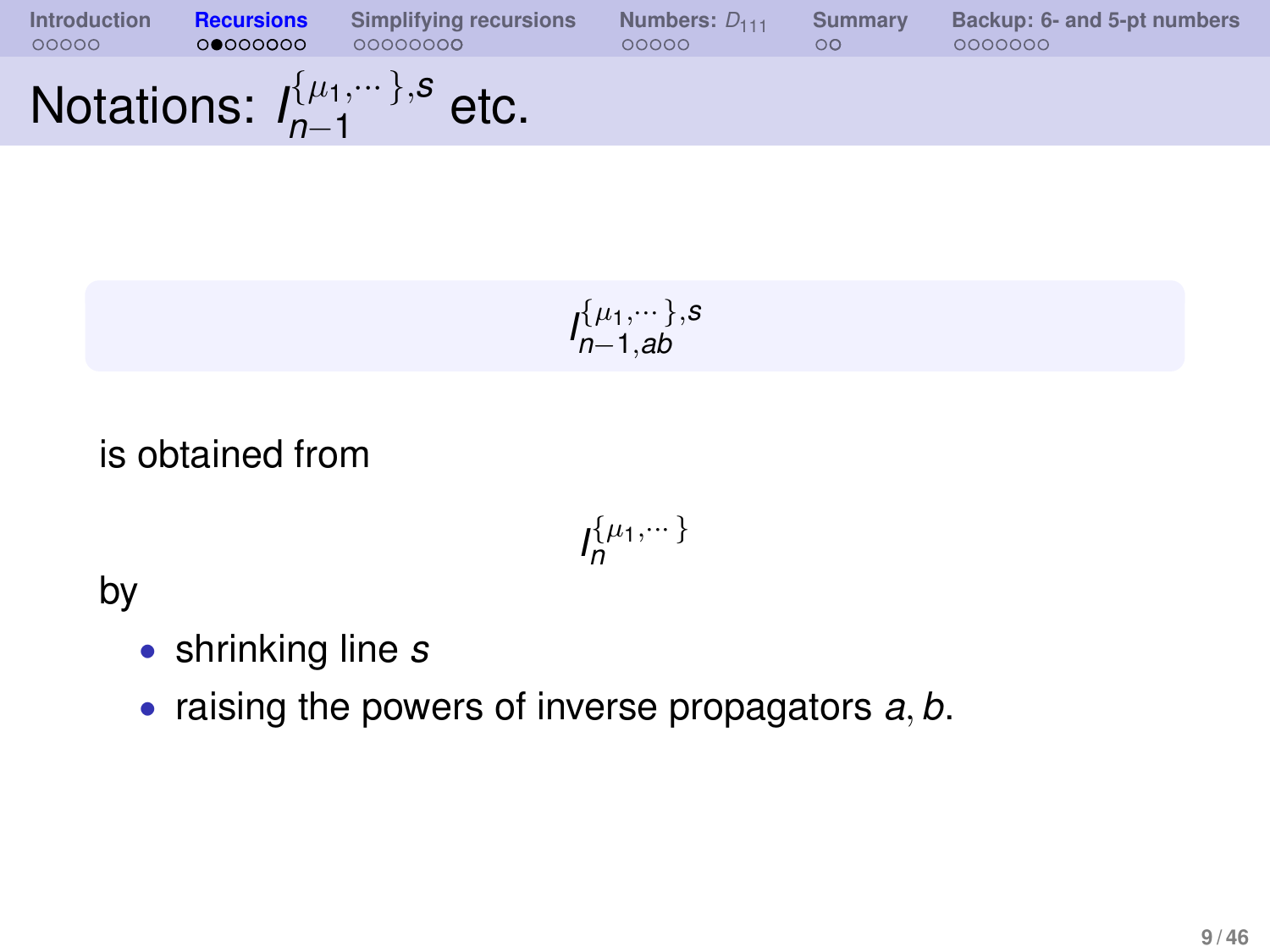# Notations: $I_{n-1}^{\{\mu_1,\cdots\},s}$ etc.

$$I_{n-1,ab}^{\{\mu_1,\cdots\},s}$$

is obtained from

$$I_n^{\{\mu_1,\cdots\}}$$

by

- shrinking line $s$
- raising the powers of inverse propagators $a, b$.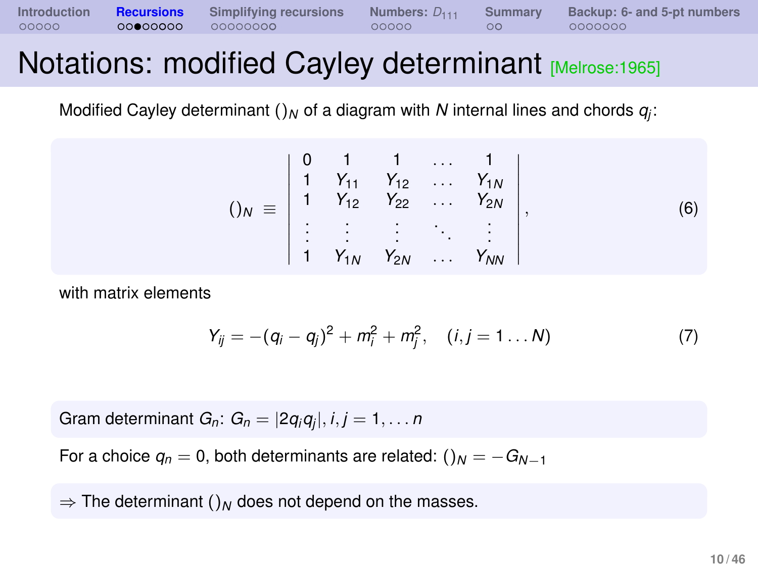# Notations: modified Cayley determinant [Melrose:1965]

Modified Cayley determinant $()_N$ of a diagram with $N$ internal lines and chords $q_j$:

$$
()_N \equiv \begin{vmatrix} 0 & 1 & 1 & \dots & 1 \\ 1 & Y_{11} & Y_{12} & \dots & Y_{1N} \\ 1 & Y_{12} & Y_{22} & \dots & Y_{2N} \\ \vdots & \vdots & \vdots & \ddots & \vdots \\ 1 & Y_{1N} & Y_{2N} & \dots & Y_{NN} \end{vmatrix}, \tag{6}
$$

with matrix elements

$$
Y_{ij} = -(q_i - q_j)^2 + m_i^2 + m_j^2, \quad (i,j = 1 \dots N) \tag{7}
$$

Gram determinant $G_n$: $G_n = |2q_i q_j|, i,j = 1, \dots n$

For a choice $q_n = 0$, both determinants are related: $()_N = -G_{N-1}$

$\Rightarrow$ The determinant $()_N$ does not depend on the masses.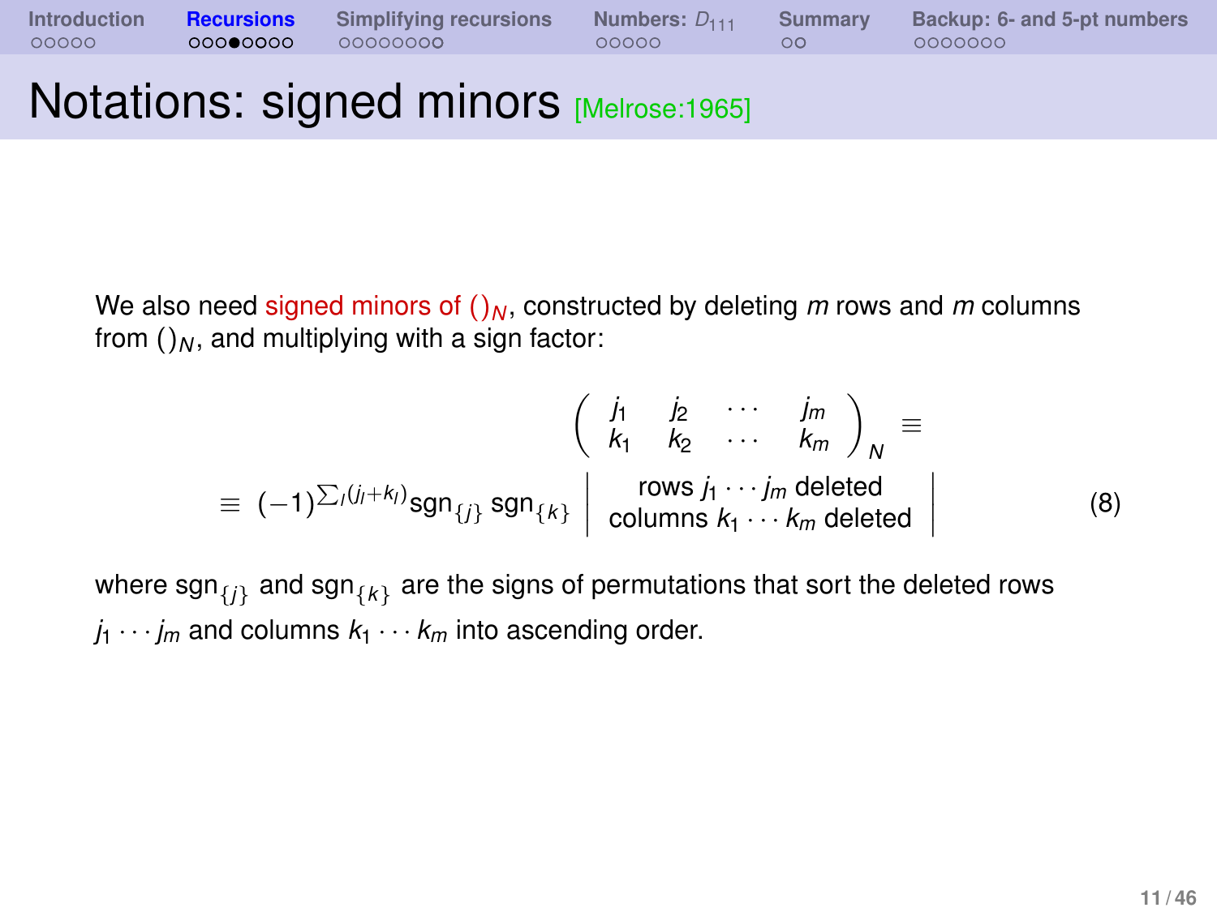# Notations: signed minors [Melrose:1965]

We also need signed minors of $()_N$, constructed by deleting $m$ rows and $m$ columns from $()_N$, and multiplying with a sign factor:

$$
\begin{pmatrix} j_1 & j_2 & \cdots & j_m \\ k_1 & k_2 & \cdots & k_m \end{pmatrix}_N \equiv
$$

$$
\equiv (-1)^{\sum_l (j_l+k_l)} \mathrm{sgn}_{\{j\}}\, \mathrm{sgn}_{\{k\}} \left| \begin{array}{c} \text{rows } j_1 \cdots j_m \text{ deleted} \\ \text{columns } k_1 \cdots k_m \text{ deleted} \end{array} \right| \tag{8}
$$

where $\mathrm{sgn}_{\{j\}}$ and $\mathrm{sgn}_{\{k\}}$ are the signs of permutations that sort the deleted rows $j_1 \cdots j_m$ and columns $k_1 \cdots k_m$ into ascending order.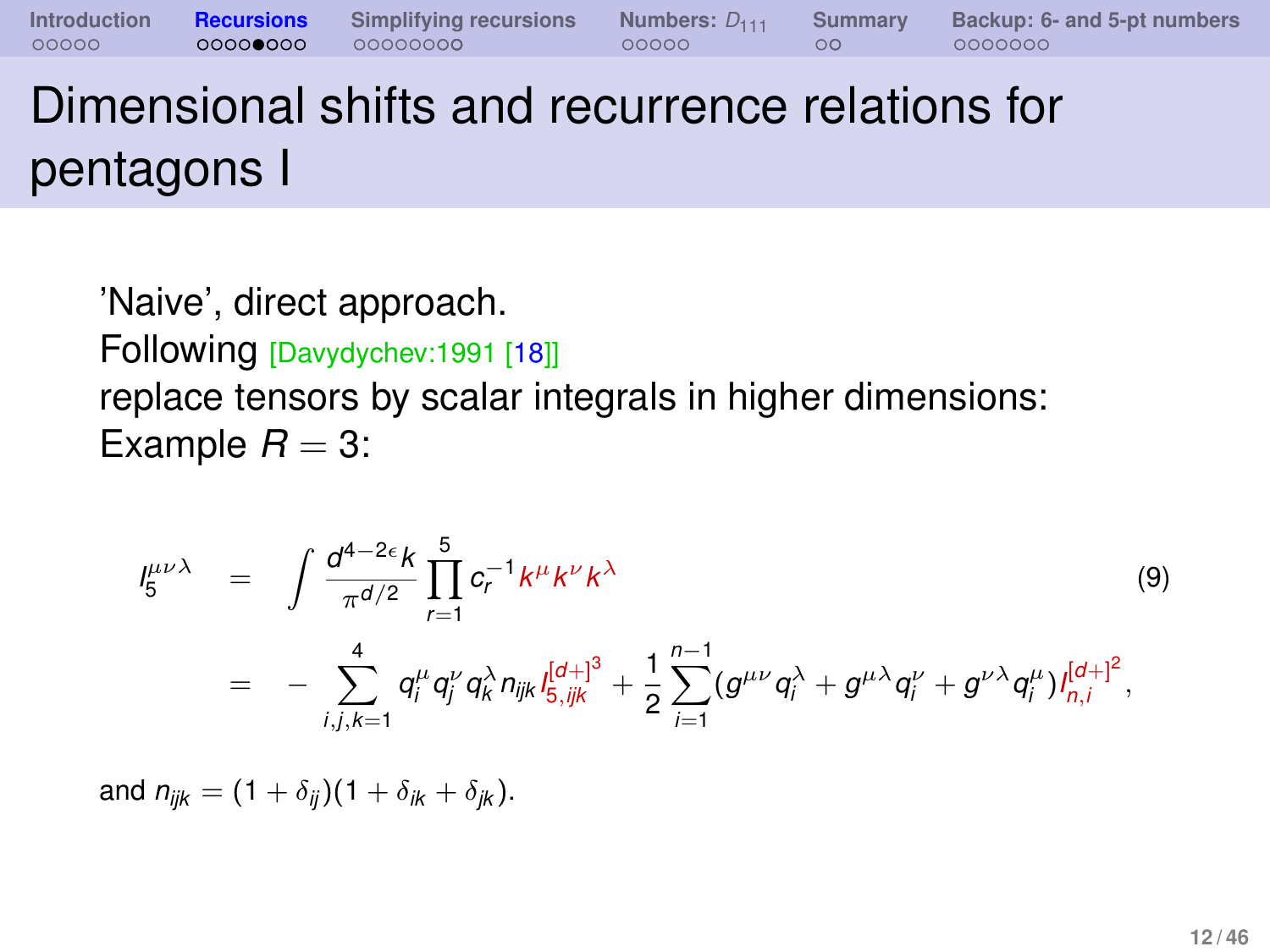# Dimensional shifts and recurrence relations for pentagons I

'Naive', direct approach.
Following [Davydychev:1991 [18]]
replace tensors by scalar integrals in higher dimensions:
Example $R = 3$:

$$
\begin{aligned}
I_5^{\mu\nu\lambda} &= \int \frac{d^{4-2\epsilon}k}{\pi^{d/2}} \prod_{r=1}^{5} c_r^{-1} k^\mu k^\nu k^\lambda \\
&= -\sum_{i,j,k=1}^{4} q_i^\mu q_j^\nu q_k^\lambda n_{ijk} I_{5,ijk}^{[d+]^3} + \frac{1}{2}\sum_{i=1}^{n-1} (g^{\mu\nu} q_i^\lambda + g^{\mu\lambda} q_i^\nu + g^{\nu\lambda} q_i^\mu) I_{n,i}^{[d+]^2},
\end{aligned}
\tag{9}
$$

and $n_{ijk} = (1 + \delta_{ij})(1 + \delta_{ik} + \delta_{jk})$.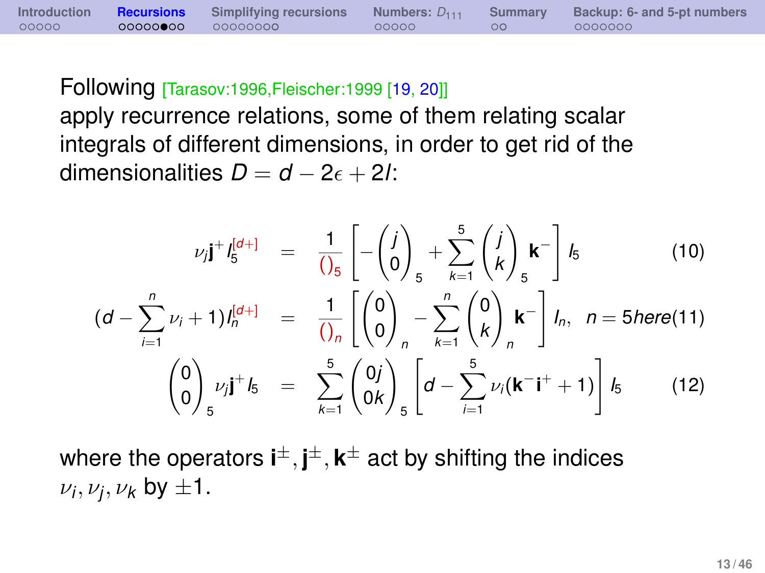Following [Tarasov:1996,Fleischer:1999 [19, 20]] apply recurrence relations, some of them relating scalar integrals of different dimensions, in order to get rid of the dimensionalities $D = d - 2\epsilon + 2l$:

$$\nu_j \mathbf{j}^+ I_5^{[d+]} = \frac{1}{()_5} \left[ -\begin{pmatrix} j \\ 0 \end{pmatrix}_5 + \sum_{k=1}^{5} \begin{pmatrix} j \\ k \end{pmatrix}_5 \mathbf{k}^- \right] I_5 \tag{10}$$

$$(d - \sum_{i=1}^{n} \nu_i + 1) I_n^{[d+]} = \frac{1}{()_n} \left[ \begin{pmatrix} 0 \\ 0 \end{pmatrix}_n - \sum_{k=1}^{n} \begin{pmatrix} 0 \\ k \end{pmatrix}_n \mathbf{k}^- \right] I_n, \quad n = 5 here \tag{11}$$

$$\begin{pmatrix} 0 \\ 0 \end{pmatrix}_5 \nu_j \mathbf{j}^+ I_5 = \sum_{k=1}^{5} \begin{pmatrix} 0j \\ 0k \end{pmatrix}_5 \left[ d - \sum_{i=1}^{5} \nu_i (\mathbf{k}^- \mathbf{i}^+ + 1) \right] I_5 \tag{12}$$

where the operators $\mathbf{i}^\pm, \mathbf{j}^\pm, \mathbf{k}^\pm$ act by shifting the indices $\nu_i, \nu_j, \nu_k$ by $\pm 1$.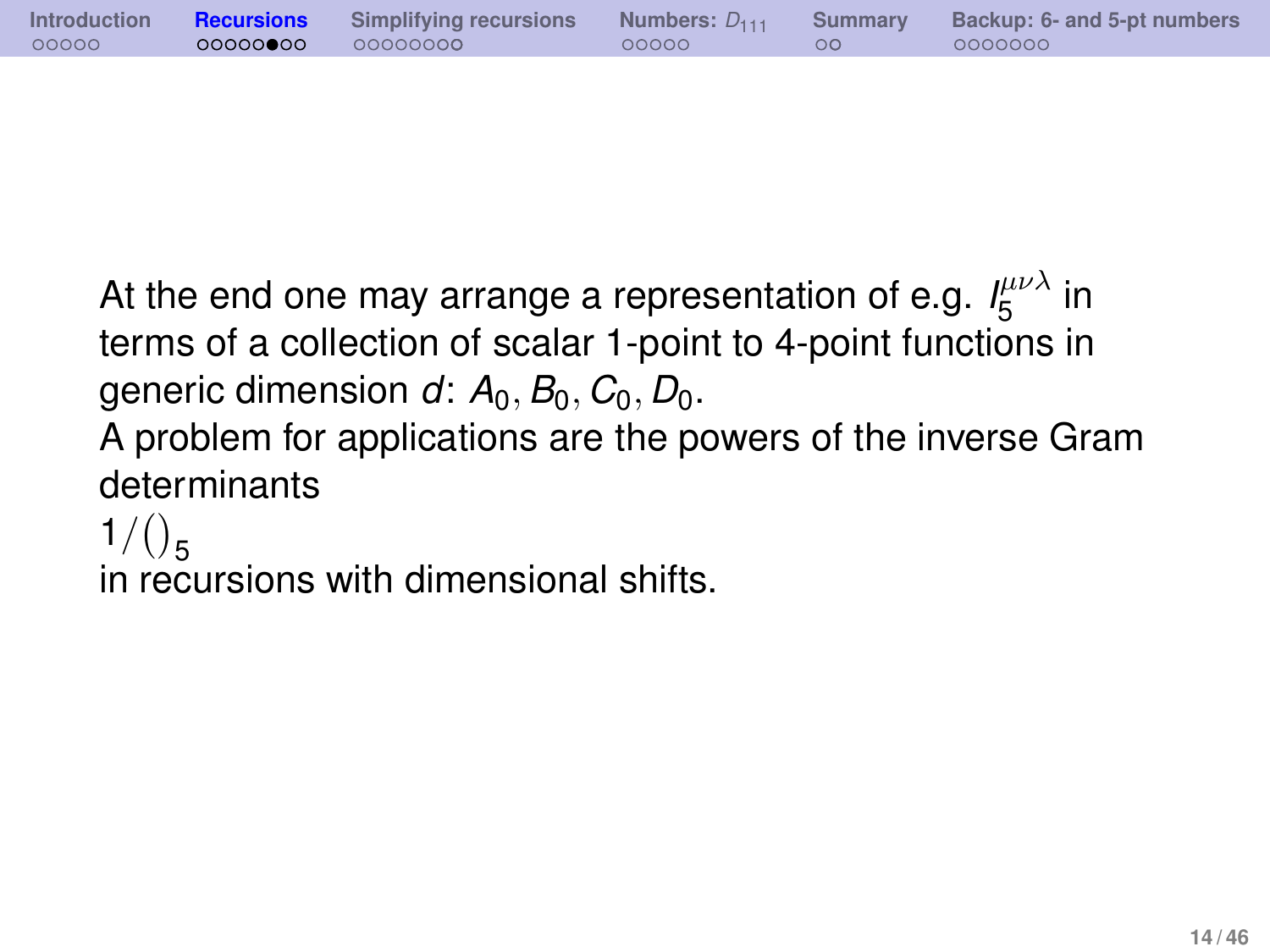At the end one may arrange a representation of e.g. $I_5^{\mu\nu\lambda}$ in terms of a collection of scalar 1-point to 4-point functions in generic dimension $d$: $A_0, B_0, C_0, D_0$.
A problem for applications are the powers of the inverse Gram determinants
$1/()_5$
in recursions with dimensional shifts.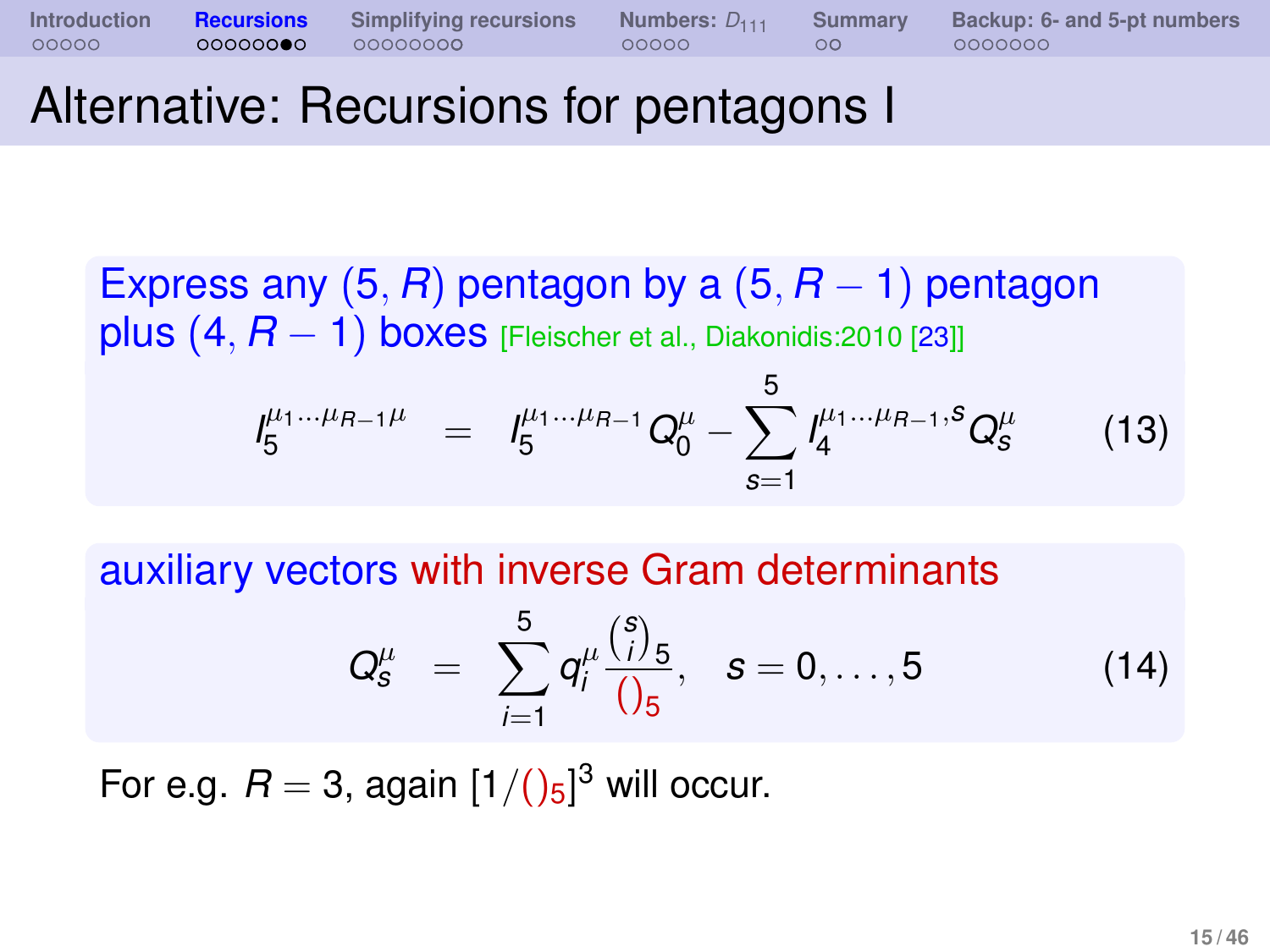# Alternative: Recursions for pentagons I

**Express any $(5, R)$ pentagon by a $(5, R-1)$ pentagon plus $(4, R-1)$ boxes** [Fleischer et al., Diakonidis:2010 [23]]

$$I_5^{\mu_1 \ldots \mu_{R-1} \mu} = I_5^{\mu_1 \ldots \mu_{R-1}} Q_0^{\mu} - \sum_{s=1}^{5} I_4^{\mu_1 \ldots \mu_{R-1}, s} Q_s^{\mu} \tag{13}$$

**auxiliary vectors with inverse Gram determinants**

$$Q_s^{\mu} = \sum_{i=1}^{5} q_i^{\mu} \frac{\binom{s}{i}_5}{()_5}, \quad s = 0, \ldots, 5 \tag{14}$$

For e.g. $R = 3$, again $[1/()_5]^3$ will occur.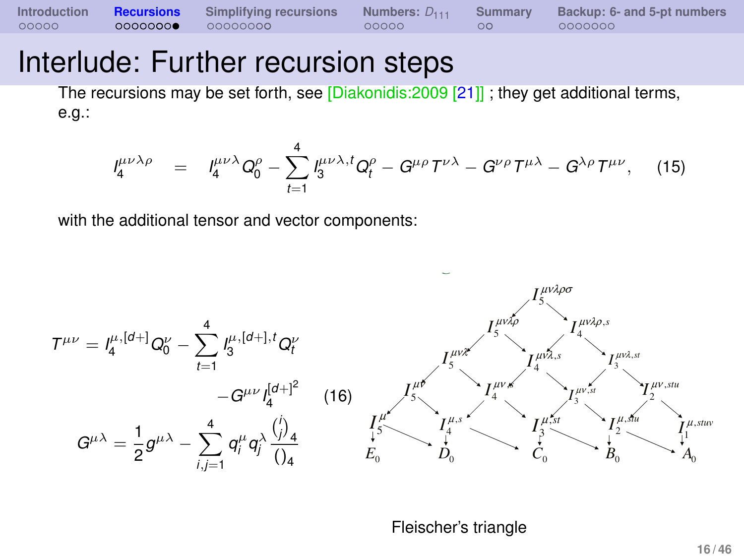# Interlude: Further recursion steps

The recursions may be set forth, see [Diakonidis:2009 [21]] ; they get additional terms, e.g.:

$$I_4^{\mu\nu\lambda\rho} = I_4^{\mu\nu\lambda} Q_0^\rho - \sum_{t=1}^{4} I_3^{\mu\nu\lambda,t} Q_t^\rho - G^{\mu\rho} T^{\nu\lambda} - G^{\nu\rho} T^{\mu\lambda} - G^{\lambda\rho} T^{\mu\nu}, \quad (15)$$

with the additional tensor and vector components:

$$T^{\mu\nu} = I_4^{\mu,[d+]} Q_0^\nu - \sum_{t=1}^{4} I_3^{\mu,[d+],t} Q_t^\nu - G^{\mu\nu} I_4^{[d+]^2} \quad (16)$$

$$G^{\mu\lambda} = \frac{1}{2} g^{\mu\lambda} - \sum_{i,j=1}^{4} q_i^\mu q_j^\lambda \frac{\binom{i}{j}_4}{()_4}$$

Fleischer's triangle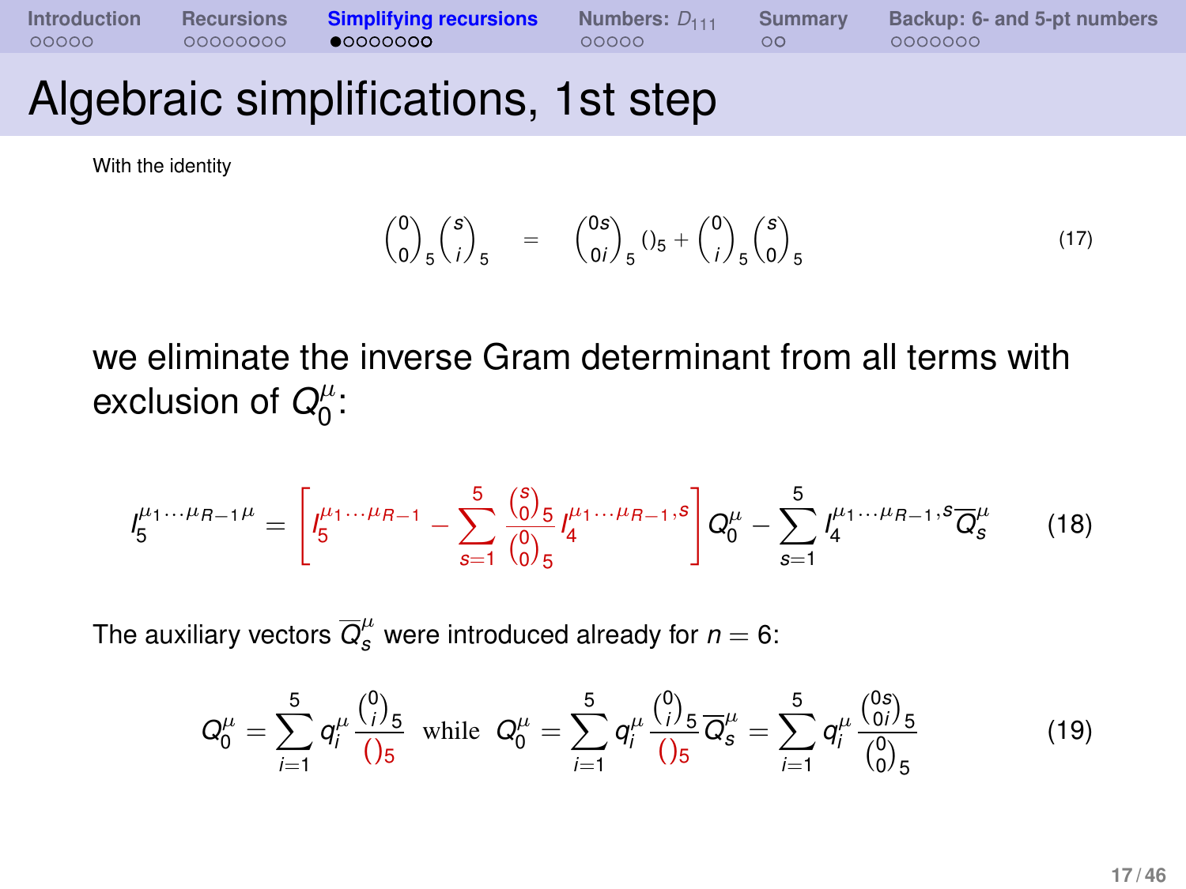# Algebraic simplifications, 1st step

With the identity

$$\binom{0}{0}_5 \binom{s}{i}_5 \quad = \quad \binom{0s}{0i}_5 ()_5 + \binom{0}{i}_5 \binom{s}{0}_5 \tag{17}$$

we eliminate the inverse Gram determinant from all terms with exclusion of $Q_0^\mu$:

$$I_5^{\mu_1 \cdots \mu_{R-1} \mu} = \left[ I_5^{\mu_1 \cdots \mu_{R-1}} - \sum_{s=1}^{5} \frac{\binom{s}{0}_5}{\binom{0}{0}_5} I_4^{\mu_1 \cdots \mu_{R-1}, s} \right] Q_0^\mu - \sum_{s=1}^{5} I_4^{\mu_1 \cdots \mu_{R-1}, s} \overline{Q}_s^\mu \tag{18}$$

The auxiliary vectors $\overline{Q}_s^\mu$ were introduced already for $n = 6$:

$$Q_0^\mu = \sum_{i=1}^{5} q_i^\mu \frac{\binom{0}{i}_5}{()_5} \;\; \text{while} \;\; Q_0^\mu = \sum_{i=1}^{5} q_i^\mu \frac{\binom{0}{i}_5}{()_5} \overline{Q}_s^\mu = \sum_{i=1}^{5} q_i^\mu \frac{\binom{0s}{0i}_5}{\binom{0}{0}_5} \tag{19}$$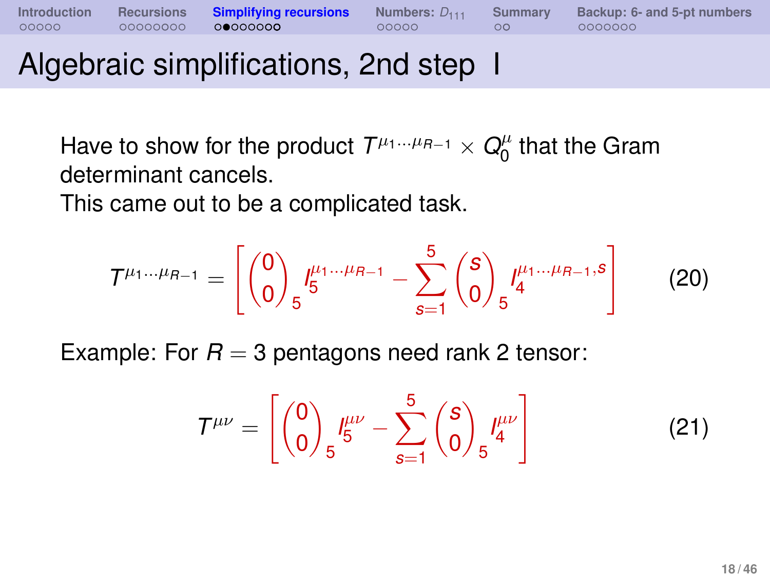# Algebraic simplifications, 2nd step I

Have to show for the product $T^{\mu_1 \cdots \mu_{R-1}} \times Q_0^{\mu}$ that the Gram determinant cancels.
This came out to be a complicated task.

$$T^{\mu_1 \cdots \mu_{R-1}} = \left[ \binom{0}{0}_5 I_5^{\mu_1 \cdots \mu_{R-1}} - \sum_{s=1}^{5} \binom{s}{0}_5 I_4^{\mu_1 \cdots \mu_{R-1}, s} \right] \tag{20}$$

Example: For $R = 3$ pentagons need rank 2 tensor:

$$T^{\mu\nu} = \left[ \binom{0}{0}_5 I_5^{\mu\nu} - \sum_{s=1}^{5} \binom{s}{0}_5 I_4^{\mu\nu} \right] \tag{21}$$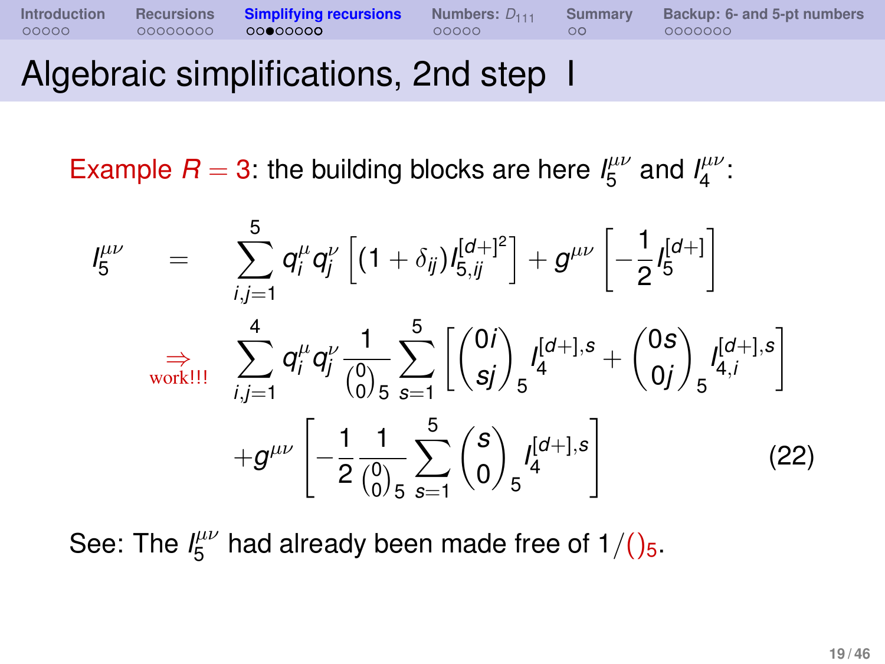# Algebraic simplifications, 2nd step I

Example $R = 3$: the building blocks are here $I_5^{\mu\nu}$ and $I_4^{\mu\nu}$:

$$
\begin{aligned}
I_5^{\mu\nu} \quad = \quad & \sum_{i,j=1}^{5} q_i^\mu q_j^\nu \left[ (1+\delta_{ij}) I_{5,ij}^{[d+]^2} \right] + g^{\mu\nu} \left[ -\frac{1}{2} I_5^{[d+]} \right] \\
\underset{\text{work!!!}}{\Rightarrow} \quad & \sum_{i,j=1}^{4} q_i^\mu q_j^\nu \frac{1}{\binom{0}{0}_5} \sum_{s=1}^{5} \left[ \binom{0i}{sj}_5 I_4^{[d+],s} + \binom{0s}{0j}_5 I_{4,i}^{[d+],s} \right] \\
& + g^{\mu\nu} \left[ -\frac{1}{2} \frac{1}{\binom{0}{0}_5} \sum_{s=1}^{5} \binom{s}{0}_5 I_4^{[d+],s} \right] \qquad (22)
\end{aligned}
$$

See: The $I_5^{\mu\nu}$ had already been made free of $1/()_5$.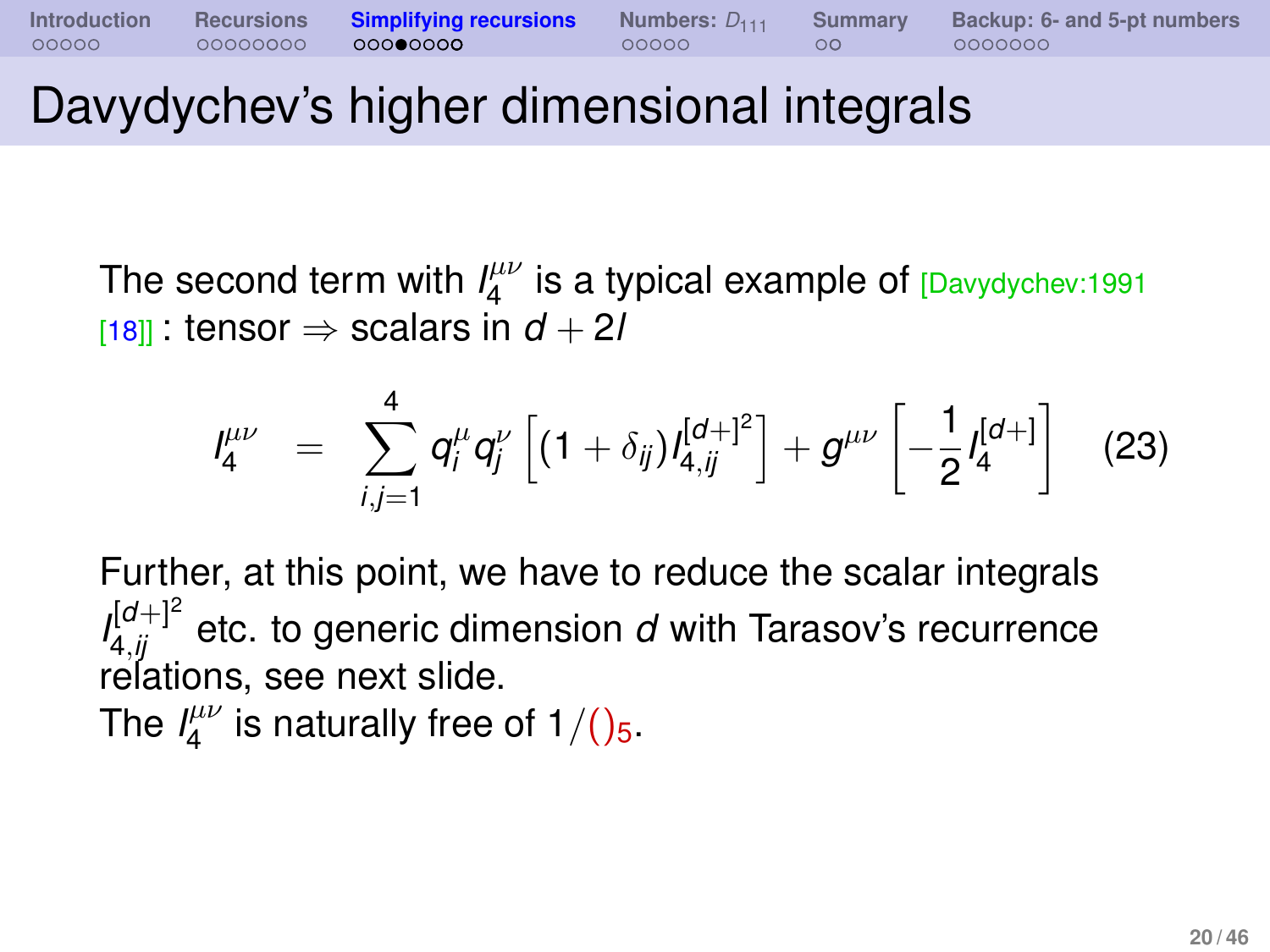# Davydychev's higher dimensional integrals

The second term with $I_4^{\mu\nu}$ is a typical example of [Davydychev:1991 [18]] : tensor $\Rightarrow$ scalars in $d+2l$

$$I_4^{\mu\nu} \;=\; \sum_{i,j=1}^{4} q_i^{\mu} q_j^{\nu} \left[ (1+\delta_{ij}) I_{4,ij}^{[d+]^2} \right] + g^{\mu\nu} \left[ -\frac{1}{2} I_4^{[d+]} \right] \qquad (23)$$

Further, at this point, we have to reduce the scalar integrals $I_{4,ij}^{[d+]^2}$ etc. to generic dimension $d$ with Tarasov's recurrence relations, see next slide.
The $I_4^{\mu\nu}$ is naturally free of $1/()_5$.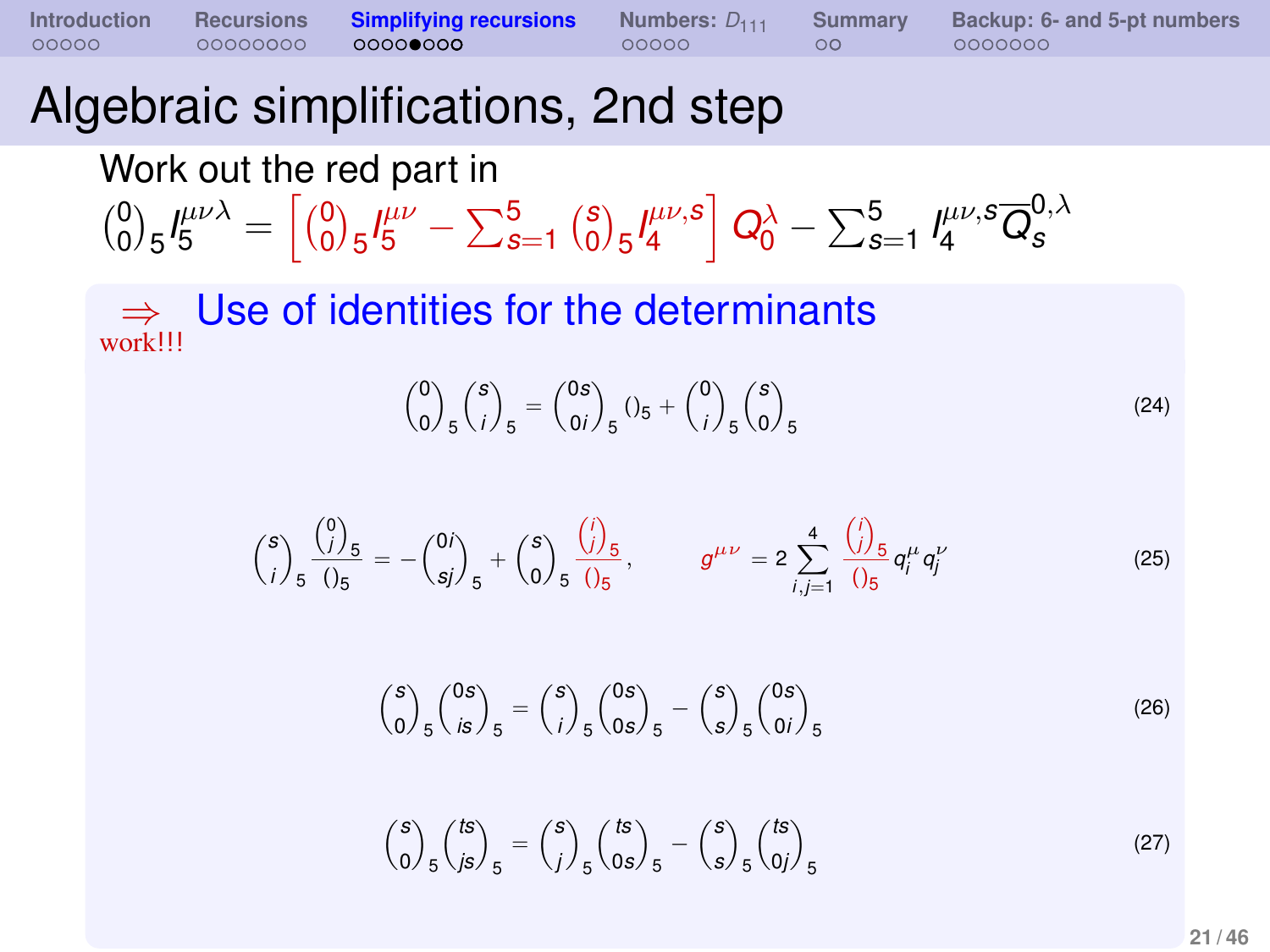# Algebraic simplifications, 2nd step

Work out the red part in

$$\binom{0}{0}_5 I_5^{\mu\nu\lambda} = \left[\binom{0}{0}_5 I_5^{\mu\nu} - \sum_{s=1}^{5} \binom{s}{0}_5 I_4^{\mu\nu,s}\right] Q_0^{\lambda} - \sum_{s=1}^{5} I_4^{\mu\nu,s} \overline{Q}_s^{0,\lambda}$$

$\Rightarrow$ work!!! **Use of identities for the determinants**

$$\binom{0}{0}_5 \binom{s}{i}_5 = \binom{0s}{0i}_5 ()_5 + \binom{0}{i}_5 \binom{s}{0}_5 \tag{24}$$

$$\binom{s}{i}_5 \frac{\binom{0}{j}_5}{()_5} = -\binom{0i}{sj}_5 + \binom{s}{0}_5 \frac{\binom{i}{j}_5}{()_5}, \qquad g^{\mu\nu} = 2\sum_{i,j=1}^{4} \frac{\binom{i}{j}_5}{()_5} q_i^{\mu} q_j^{\nu} \tag{25}$$

$$\binom{s}{0}_5 \binom{0s}{is}_5 = \binom{s}{i}_5 \binom{0s}{0s}_5 - \binom{s}{s}_5 \binom{0s}{0i}_5 \tag{26}$$

$$\binom{s}{0}_5 \binom{ts}{js}_5 = \binom{s}{j}_5 \binom{ts}{0s}_5 - \binom{s}{s}_5 \binom{ts}{0j}_5 \tag{27}$$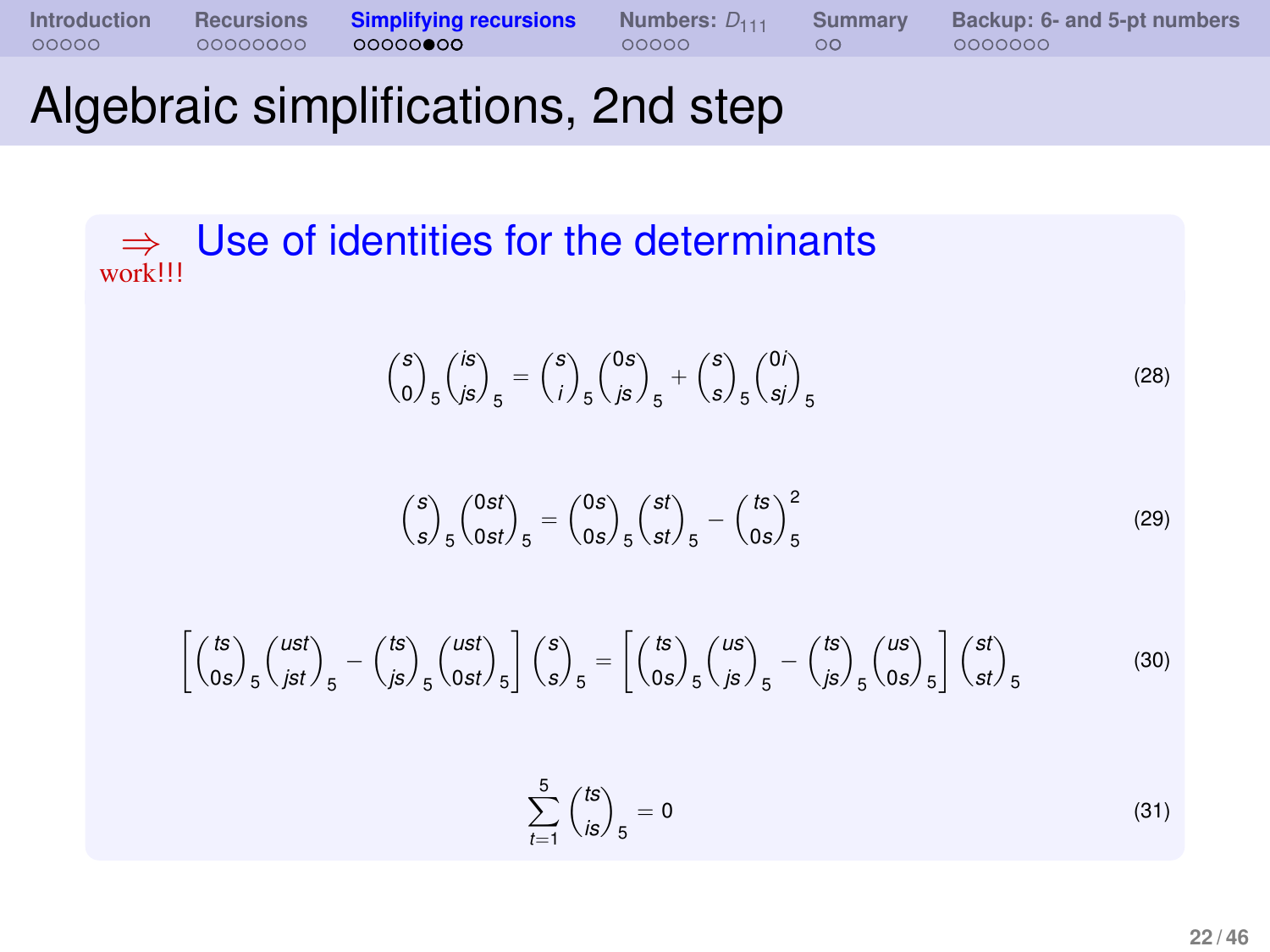# Algebraic simplifications, 2nd step

$\Rightarrow$ work!!! **Use of identities for the determinants**

$$\binom{s}{0}_5 \binom{is}{js}_5 = \binom{s}{i}_5 \binom{0s}{js}_5 + \binom{s}{s}_5 \binom{0i}{sj}_5 \tag{28}$$

$$\binom{s}{s}_5 \binom{0st}{0st}_5 = \binom{0s}{0s}_5 \binom{st}{st}_5 - \binom{ts}{0s}_5^2 \tag{29}$$

$$\left[\binom{ts}{0s}_5 \binom{ust}{jst}_5 - \binom{ts}{js}_5 \binom{ust}{0st}_5\right] \binom{s}{s}_5 = \left[\binom{ts}{0s}_5 \binom{us}{js}_5 - \binom{ts}{js}_5 \binom{us}{0s}_5\right] \binom{st}{st}_5 \tag{30}$$

$$\sum_{t=1}^{5} \binom{ts}{is}_5 = 0 \tag{31}$$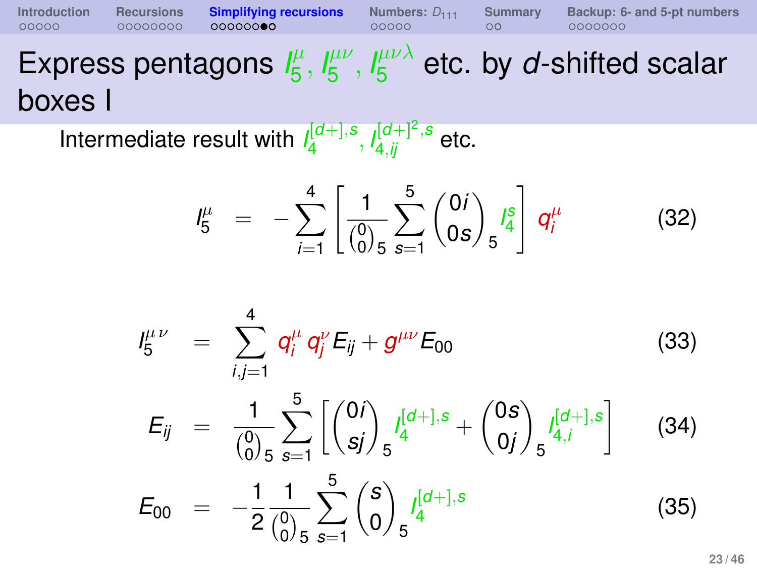# Express pentagons $I_5^\mu$, $I_5^{\mu\nu}$, $I_5^{\mu\nu\lambda}$ etc. by $d$-shifted scalar boxes I

Intermediate result with $I_4^{[d+],s}$, $I_{4,ij}^{[d+]^2,s}$ etc.

$$I_5^\mu \;=\; -\sum_{i=1}^{4}\left[\frac{1}{\binom{0}{0}_5}\sum_{s=1}^{5}\binom{0i}{0s}_5 I_4^s\right] q_i^\mu \tag{32}$$

$$I_5^{\mu\,\nu} \;=\; \sum_{i,j=1}^{4} q_i^\mu\, q_j^\nu\, E_{ij} + g^{\mu\nu} E_{00} \tag{33}$$

$$E_{ij} \;=\; \frac{1}{\binom{0}{0}_5}\sum_{s=1}^{5}\left[\binom{0i}{sj}_5 I_4^{[d+],s} + \binom{0s}{0j}_5 I_{4,i}^{[d+],s}\right] \tag{34}$$

$$E_{00} \;=\; -\frac{1}{2}\frac{1}{\binom{0}{0}_5}\sum_{s=1}^{5}\binom{s}{0}_5 I_4^{[d+],s} \tag{35}$$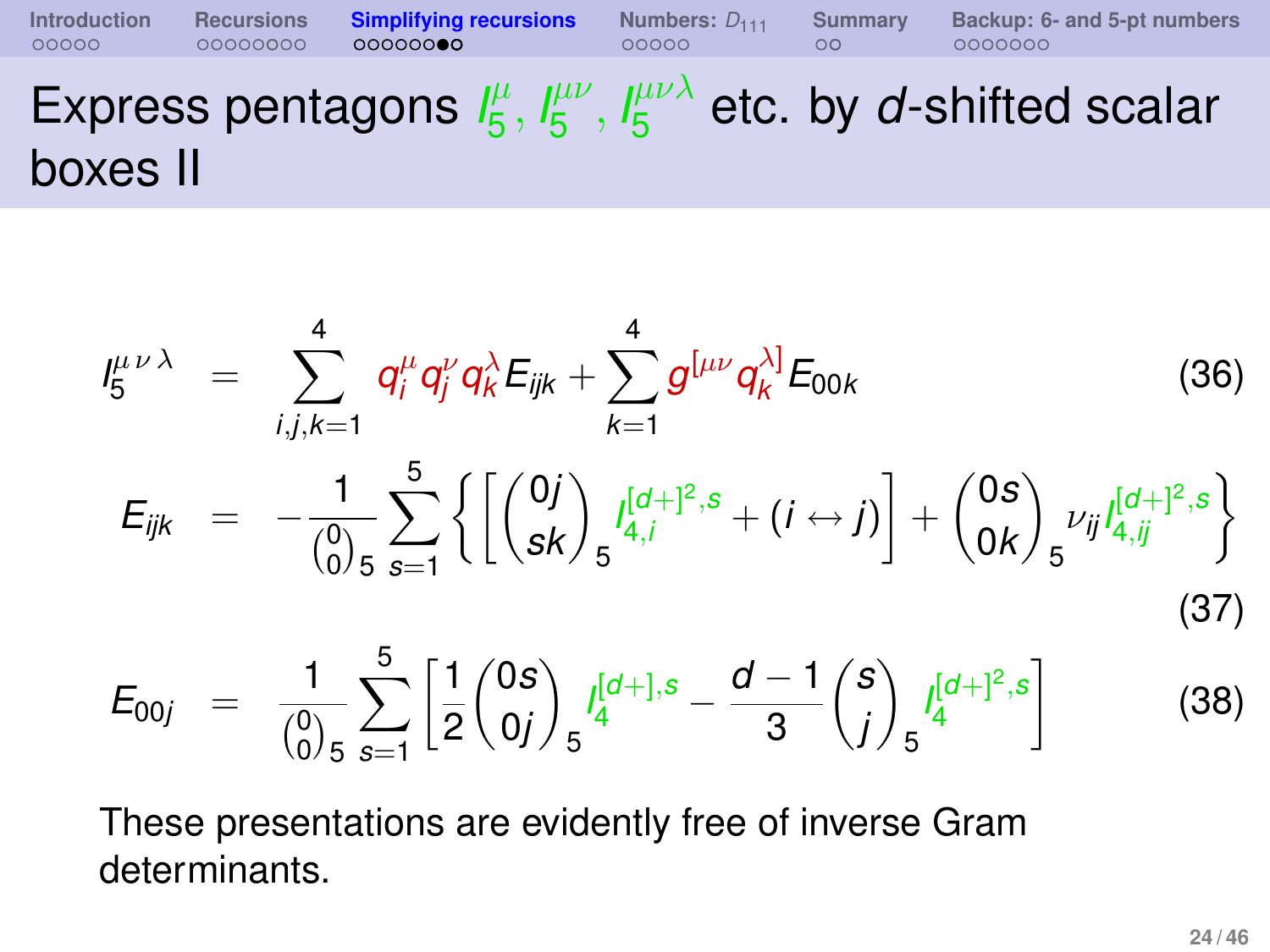# Express pentagons $I_5^{\mu}$, $I_5^{\mu\nu}$, $I_5^{\mu\nu\lambda}$ etc. by $d$-shifted scalar boxes II

$$
I_5^{\mu\,\nu\,\lambda} = \sum_{i,j,k=1}^{4} q_i^{\mu} q_j^{\nu} q_k^{\lambda} E_{ijk} + \sum_{k=1}^{4} g^{[\mu\nu} q_k^{\lambda]} E_{00k} \tag{36}
$$

$$
E_{ijk} = -\frac{1}{\binom{0}{0}_5} \sum_{s=1}^{5} \left\{ \left[ \binom{0j}{sk}_5 I_{4,i}^{[d+]^2,s} + (i \leftrightarrow j) \right] + \binom{0s}{0k}_5 \nu_{ij} I_{4,ij}^{[d+]^2,s} \right\} \tag{37}
$$

$$
E_{00j} = \frac{1}{\binom{0}{0}_5} \sum_{s=1}^{5} \left[ \frac{1}{2} \binom{0s}{0j}_5 I_4^{[d+],s} - \frac{d-1}{3} \binom{s}{j}_5 I_4^{[d+]^2,s} \right] \tag{38}
$$

These presentations are evidently free of inverse Gram determinants.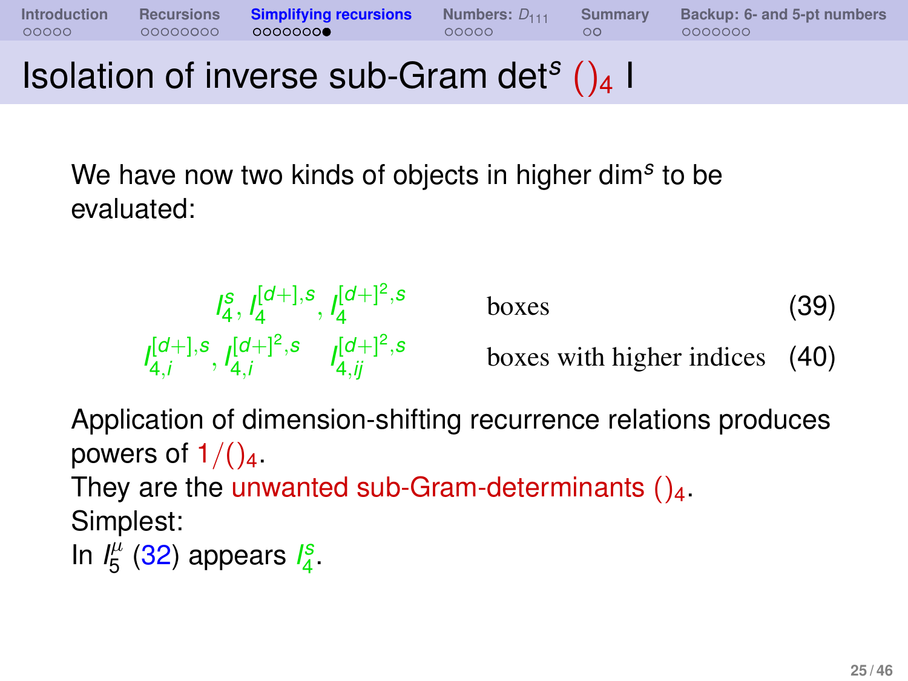# Isolation of inverse sub-Gram det$^s$ $()_4$ I

We have now two kinds of objects in higher dim$^s$ to be evaluated:

$$I_4^s,\ I_4^{[d+],s},\ I_4^{[d+]^2,s} \qquad \text{boxes} \qquad (39)$$

$$I_{4,i}^{[d+],s},\ I_{4,i}^{[d+]^2,s} \quad I_{4,ij}^{[d+]^2,s} \qquad \text{boxes with higher indices} \qquad (40)$$

Application of dimension-shifting recurrence relations produces powers of $1/()_4$.
They are the unwanted sub-Gram-determinants $()_4$.
Simplest:
In $I_5^{\mu}$ (32) appears $I_4^s$.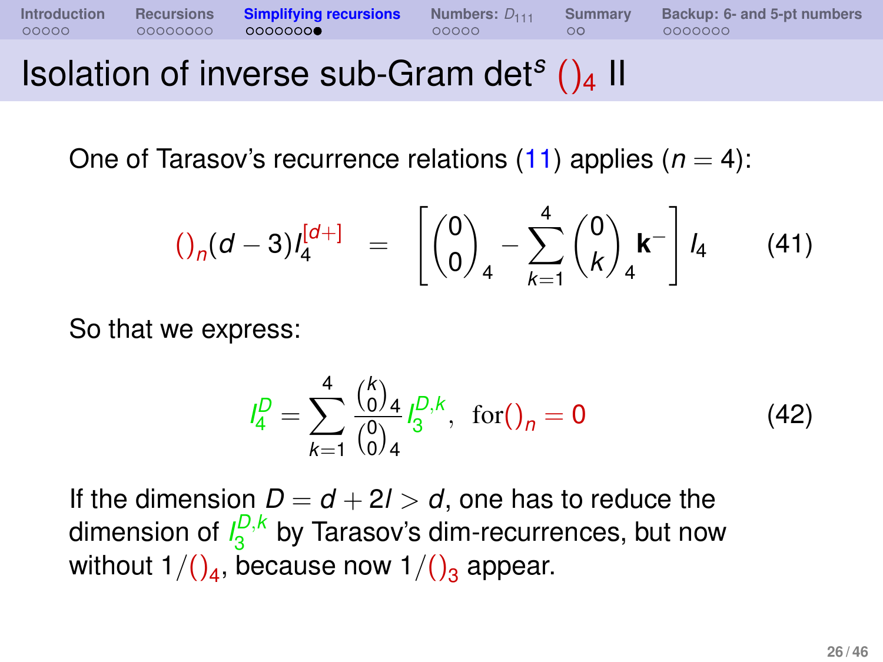# Isolation of inverse sub-Gram det$^s$ $()_4$ II

One of Tarasov's recurrence relations (11) applies ($n = 4$):

$$()_n (d-3) I_4^{[d+]} \;\; = \;\; \left[ \binom{0}{0}_4 - \sum_{k=1}^{4} \binom{0}{k}_4 \mathbf{k}^- \right] I_4 \qquad (41)$$

So that we express:

$$I_4^D = \sum_{k=1}^{4} \frac{\binom{k}{0}_4}{\binom{0}{0}_4} I_3^{D,k}, \;\; \text{for} ()_n = 0 \qquad (42)$$

If the dimension $D = d + 2l > d$, one has to reduce the dimension of $I_3^{D,k}$ by Tarasov's dim-recurrences, but now without $1/()_4$, because now $1/()_3$ appear.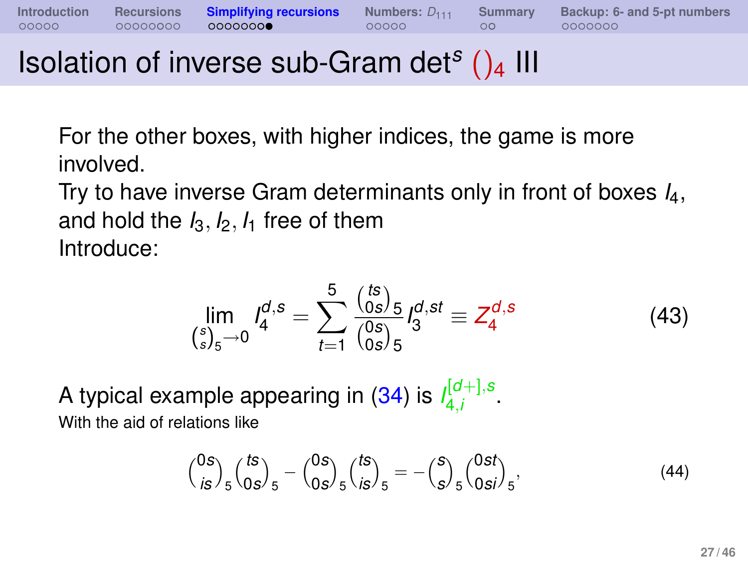# Isolation of inverse sub-Gram det$^s$ $()_4$ III

For the other boxes, with higher indices, the game is more involved.
Try to have inverse Gram determinants only in front of boxes $I_4$, and hold the $I_3, I_2, I_1$ free of them
Introduce:

$$\lim_{\binom{s}{s}_5 \to 0} I_4^{d,s} = \sum_{t=1}^{5} \frac{\binom{ts}{0s}_5}{\binom{0s}{0s}_5} I_3^{d,st} \equiv Z_4^{d,s} \tag{43}$$

A typical example appearing in (34) is $I_{4,i}^{[d+],s}$.
With the aid of relations like

$$\binom{0s}{is}_5 \binom{ts}{0s}_5 - \binom{0s}{0s}_5 \binom{ts}{is}_5 = -\binom{s}{s}_5 \binom{0st}{0si}_5, \tag{44}$$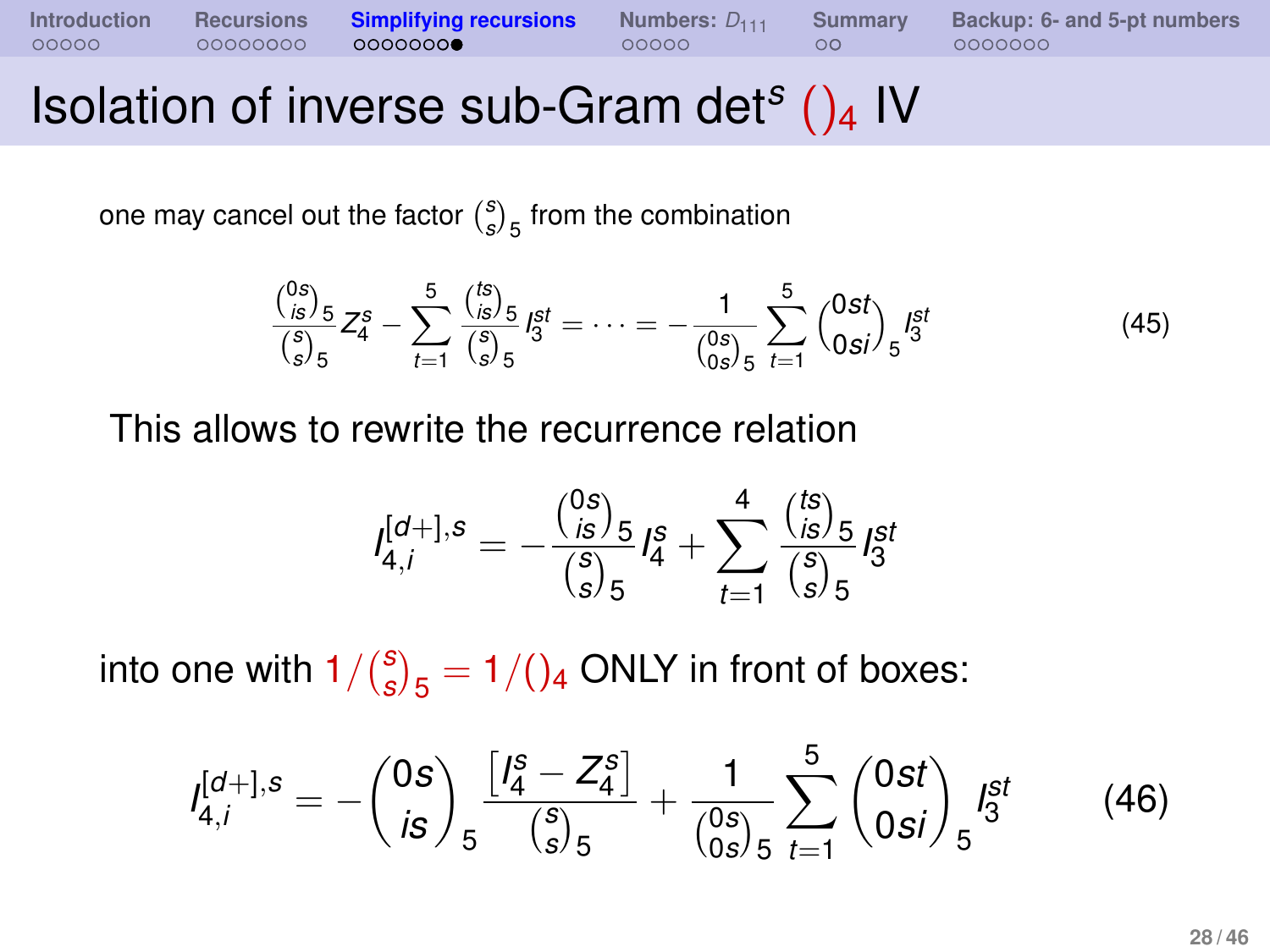# Isolation of inverse sub-Gram det$^s$ $()_4$ IV

one may cancel out the factor $\binom{s}{s}_5$ from the combination

$$\frac{\binom{0s}{is}_5}{\binom{s}{s}_5} Z_4^s - \sum_{t=1}^{5} \frac{\binom{ts}{is}_5}{\binom{s}{s}_5} I_3^{st} = \cdots = -\frac{1}{\binom{0s}{0s}_5} \sum_{t=1}^{5} \binom{0st}{0si}_5 I_3^{st} \tag{45}$$

This allows to rewrite the recurrence relation

$$I_{4,i}^{[d+],s} = -\frac{\binom{0s}{is}_5}{\binom{s}{s}_5} I_4^s + \sum_{t=1}^{4} \frac{\binom{ts}{is}_5}{\binom{s}{s}_5} I_3^{st}$$

into one with $1/\binom{s}{s}_5 = 1/()_4$ ONLY in front of boxes:

$$I_{4,i}^{[d+],s} = -\binom{0s}{is}_5 \frac{\left[I_4^s - Z_4^s\right]}{\binom{s}{s}_5} + \frac{1}{\binom{0s}{0s}_5} \sum_{t=1}^{5} \binom{0st}{0si}_5 I_3^{st} \tag{46}$$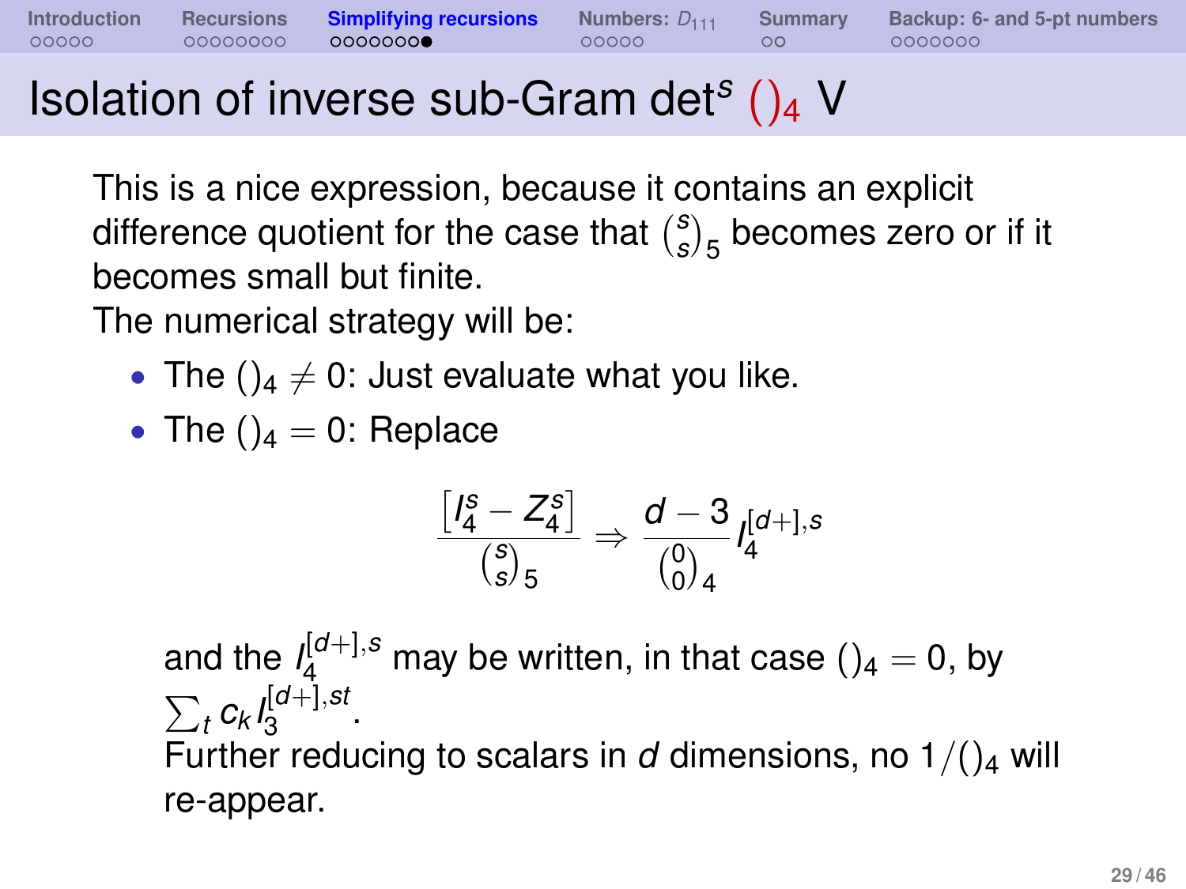# Isolation of inverse sub-Gram det$^s$ $()_4$ V

This is a nice expression, because it contains an explicit difference quotient for the case that $\binom{s}{s}_5$ becomes zero or if it becomes small but finite.

The numerical strategy will be:

- The $()_4 \neq 0$: Just evaluate what you like.
- The $()_4 = 0$: Replace

$$\frac{\left[I_4^s - Z_4^s\right]}{\binom{s}{s}_5} \Rightarrow \frac{d-3}{\binom{0}{0}_4} I_4^{[d+],s}$$

and the $I_4^{[d+],s}$ may be written, in that case $()_4 = 0$, by $\sum_t c_k I_3^{[d+],st}$.

Further reducing to scalars in $d$ dimensions, no $1/()_4$ will re-appear.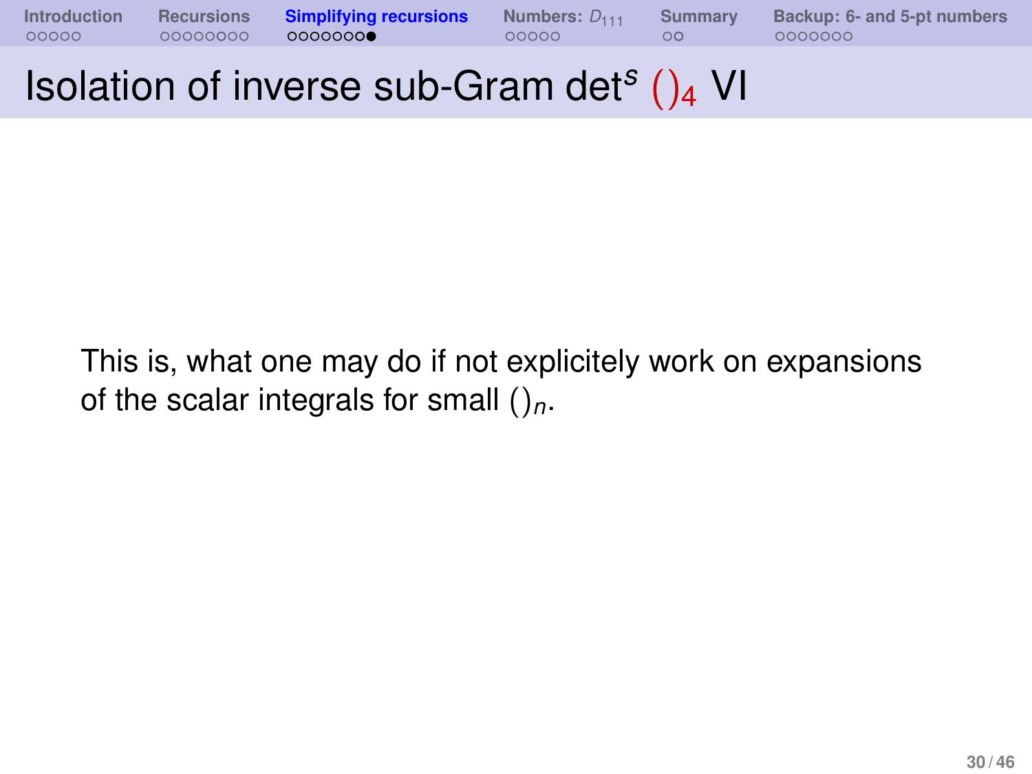# Isolation of inverse sub-Gram det$^s$ $()_4$ VI

This is, what one may do if not explicitely work on expansions of the scalar integrals for small $()_n$.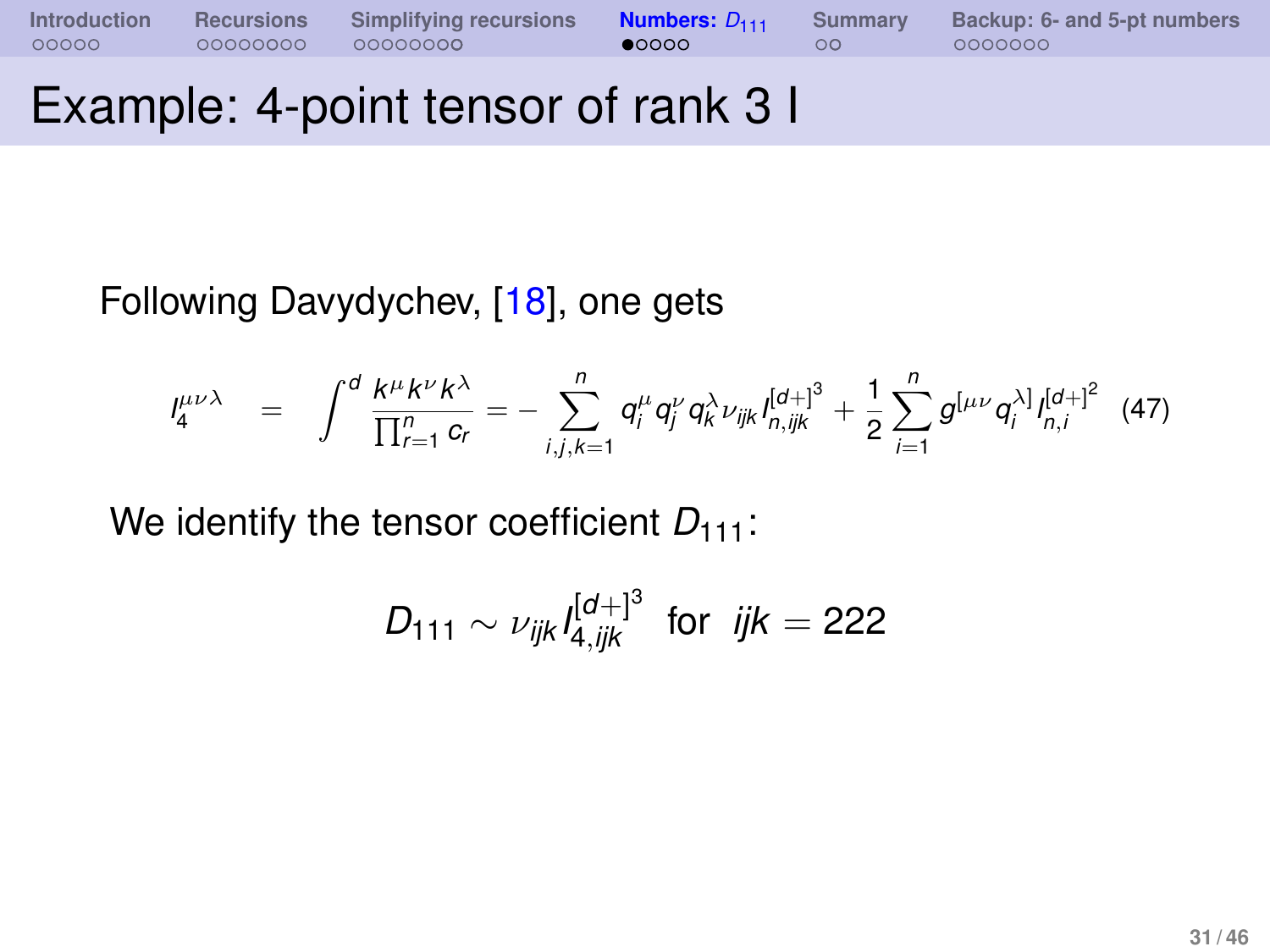# Example: 4-point tensor of rank 3 I

Following Davydychev, [18], one gets

$$I_4^{\mu\nu\lambda} = \int^d \frac{k^\mu k^\nu k^\lambda}{\prod_{r=1}^n c_r} = - \sum_{i,j,k=1}^n q_i^\mu q_j^\nu q_k^\lambda \nu_{ijk} I_{n,ijk}^{[d+]^3} + \frac{1}{2} \sum_{i=1}^n g^{[\mu\nu} q_i^{\lambda]} I_{n,i}^{[d+]^2} \quad (47)$$

We identify the tensor coefficient $D_{111}$:

$$D_{111} \sim \nu_{ijk} I_{4,ijk}^{[d+]^3} \text{ for } ijk = 222$$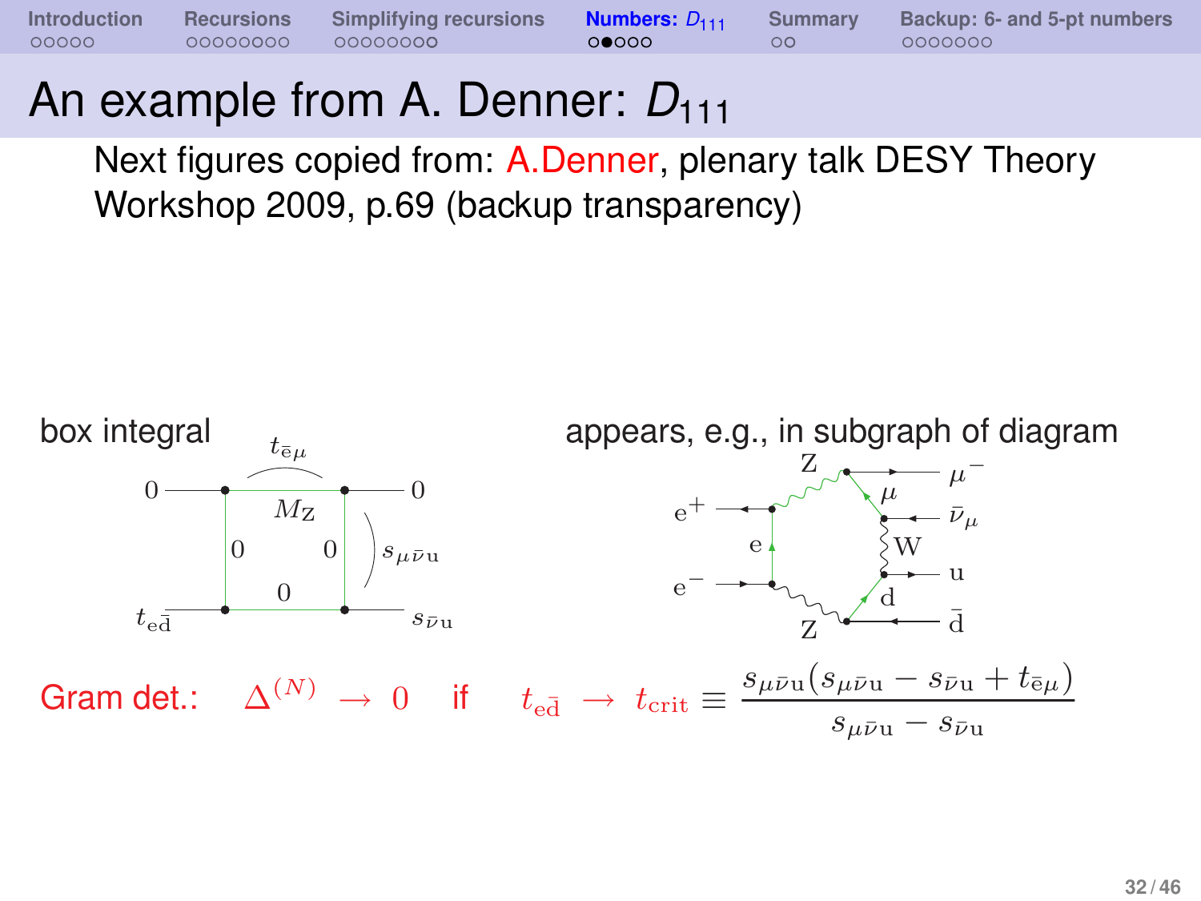# An example from A. Denner: $D_{111}$

Next figures copied from: A.Denner, plenary talk DESY Theory Workshop 2009, p.69 (backup transparency)

box integral

appears, e.g., in subgraph of diagram

Gram det.: $\Delta^{(N)} \to 0$ if $t_{\mathrm{e}\bar{\mathrm{d}}} \to t_{\mathrm{crit}} \equiv \dfrac{s_{\mu\bar{\nu}\mathrm{u}}(s_{\mu\bar{\nu}\mathrm{u}} - s_{\bar{\nu}\mathrm{u}} + t_{\bar{\mathrm{e}}\mu})}{s_{\mu\bar{\nu}\mathrm{u}} - s_{\bar{\nu}\mathrm{u}}}$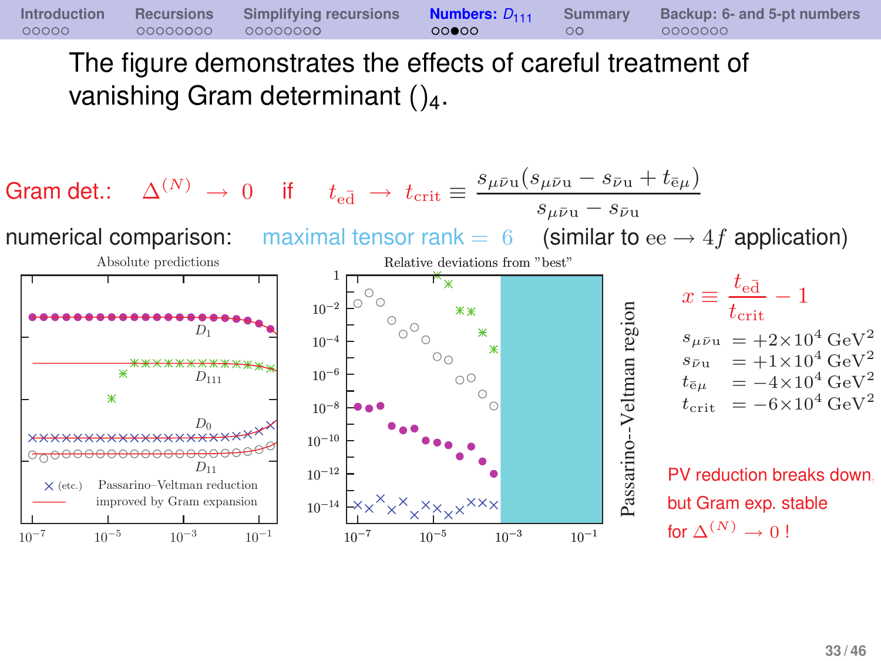The figure demonstrates the effects of careful treatment of vanishing Gram determinant $()_4$.

Gram det.: $\Delta^{(N)} \to 0$ if $t_{\mathrm{e\bar{d}}} \to t_{\mathrm{crit}} \equiv \dfrac{s_{\mu\bar{\nu}\mathrm{u}}(s_{\mu\bar{\nu}\mathrm{u}} - s_{\bar{\nu}\mathrm{u}} + t_{\bar{\mathrm{e}}\mu})}{s_{\mu\bar{\nu}\mathrm{u}} - s_{\bar{\nu}\mathrm{u}}}$

numerical comparison: maximal tensor rank $= 6$ (similar to $\mathrm{ee} \to 4f$ application)

$$x \equiv \frac{t_{\mathrm{e\bar{d}}}}{t_{\mathrm{crit}}} - 1$$

$s_{\mu\bar{\nu}\mathrm{u}} = +2\times10^4\ \mathrm{GeV}^2$

$s_{\bar{\nu}\mathrm{u}} = +1\times10^4\ \mathrm{GeV}^2$

$t_{\bar{\mathrm{e}}\mu} = -4\times10^4\ \mathrm{GeV}^2$

$t_{\mathrm{crit}} = -6\times10^4\ \mathrm{GeV}^2$

PV reduction breaks down, but Gram exp. stable for $\Delta^{(N)} \to 0$ !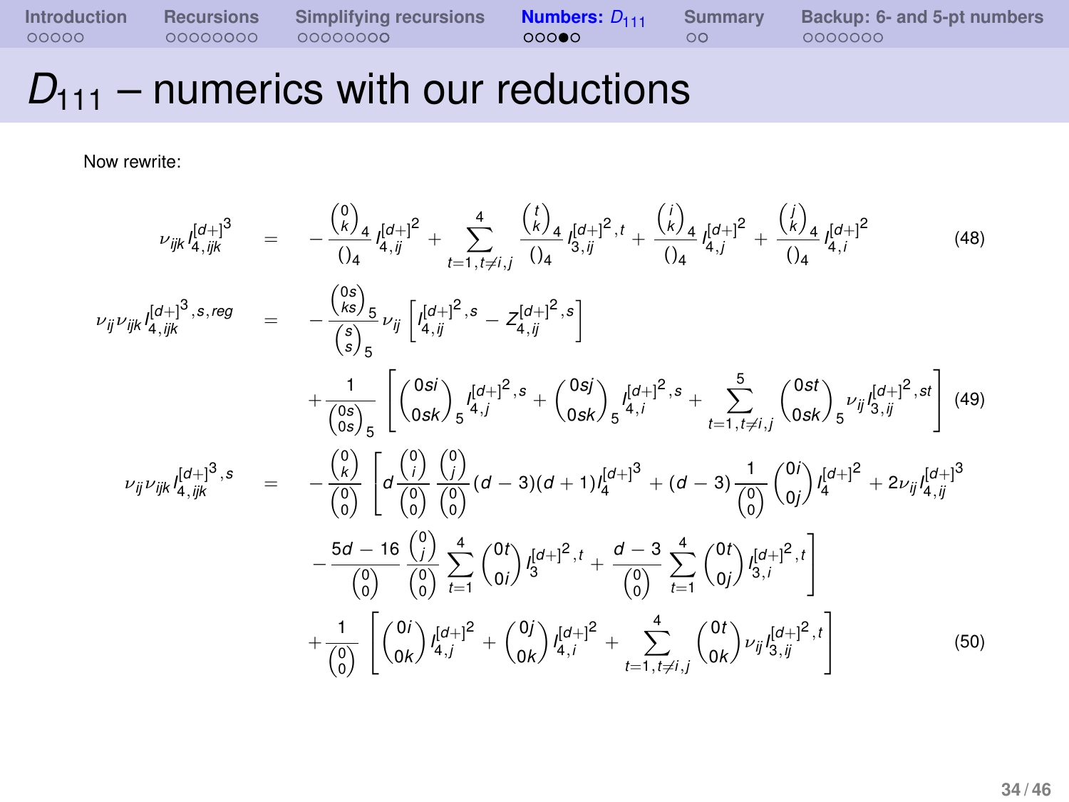# $D_{111}$ – numerics with our reductions

Now rewrite:

$$\nu_{ijk} I_{4,ijk}^{[d+]^3} = -\frac{\binom{0}{k}_4}{()_4} I_{4,ij}^{[d+]^2} + \sum_{t=1,t\neq i,j}^{4} \frac{\binom{t}{k}_4}{()_4} I_{3,ij}^{[d+]^2,t} + \frac{\binom{i}{k}_4}{()_4} I_{4,j}^{[d+]^2} + \frac{\binom{j}{k}_4}{()_4} I_{4,i}^{[d+]^2} \tag{48}$$

$$\begin{aligned}
\nu_{ij}\nu_{ijk} I_{4,ijk}^{[d+]^3,s,reg} &= -\frac{\binom{0s}{ks}_5}{\binom{s}{s}_5} \nu_{ij} \left[ I_{4,ij}^{[d+]^2,s} - Z_{4,ij}^{[d+]^2,s} \right] \\
&\quad + \frac{1}{\binom{0s}{0s}_5} \left[ \binom{0si}{0sk}_5 I_{4,j}^{[d+]^2,s} + \binom{0sj}{0sk}_5 I_{4,i}^{[d+]^2,s} + \sum_{t=1,t\neq i,j}^{5} \binom{0st}{0sk}_5 \nu_{ij} I_{3,ij}^{[d+]^2,st} \right]
\end{aligned} \tag{49}$$

$$\begin{aligned}
\nu_{ij}\nu_{ijk} I_{4,ijk}^{[d+]^3,s} &= -\frac{\binom{0}{k}}{\binom{0}{0}} \left[ d \frac{\binom{0}{i}}{\binom{0}{0}} \frac{\binom{0}{j}}{\binom{0}{0}} (d-3)(d+1) I_4^{[d+]^3} + (d-3) \frac{1}{\binom{0}{0}} \binom{0i}{0j} I_4^{[d+]^2} + 2\nu_{ij} I_{4,ij}^{[d+]^3} \right. \\
&\quad \left. - \frac{5d-16}{\binom{0}{0}} \frac{\binom{0}{j}}{\binom{0}{0}} \sum_{t=1}^{4} \binom{0t}{0i} I_3^{[d+]^2,t} + \frac{d-3}{\binom{0}{0}} \sum_{t=1}^{4} \binom{0t}{0j} I_{3,i}^{[d+]^2,t} \right] \\
&\quad + \frac{1}{\binom{0}{0}} \left[ \binom{0i}{0k} I_{4,j}^{[d+]^2} + \binom{0j}{0k} I_{4,i}^{[d+]^2} + \sum_{t=1,t\neq i,j}^{4} \binom{0t}{0k} \nu_{ij} I_{3,ij}^{[d+]^2,t} \right]
\end{aligned} \tag{50}$$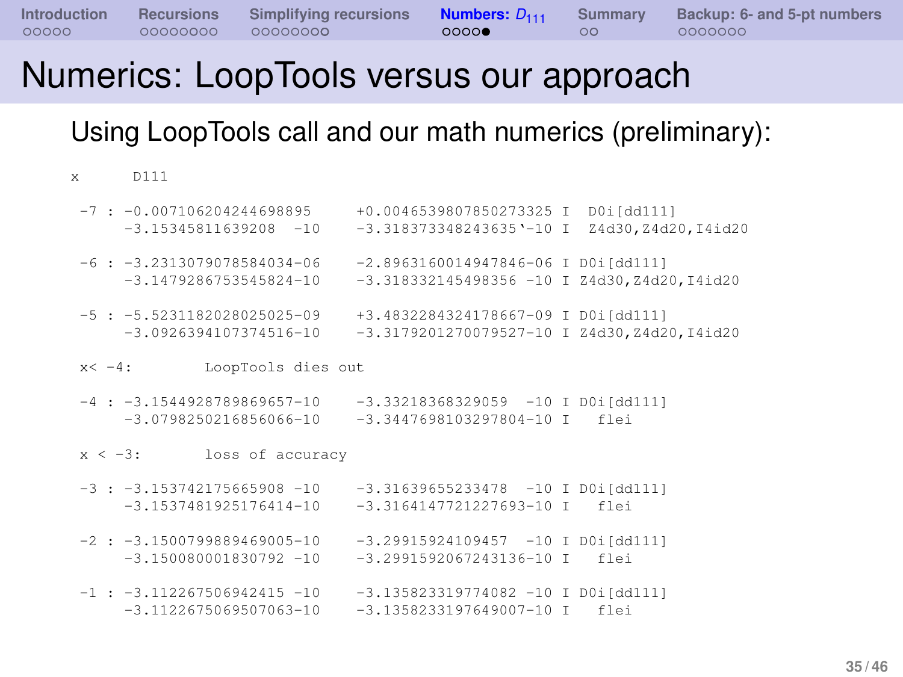# Numerics: LoopTools versus our approach

Using LoopTools call and our math numerics (preliminary):

```
x      D111

 -7 : -0.007106204244698895      +0.0046539807850273325 I  D0i[dd111]
      -3.15345811639208  -10     -3.318373348243635`-10 I  Z4d30,Z4d20,I4id20

 -6 : -3.2313079078584034-06     -2.8963160014947846-06 I D0i[dd111]
      -3.1479286753545824-10     -3.318332145498356 -10 I Z4d30,Z4d20,I4id20

 -5 : -5.5231182028025025-09     +3.4832284324178667-09 I D0i[dd111]
      -3.0926394107374516-10     -3.3179201270079527-10 I Z4d30,Z4d20,I4id20

 x< -4:        LoopTools dies out

 -4 : -3.1544928789869657-10     -3.33218368329059  -10 I D0i[dd111]
      -3.0798250216856066-10     -3.3447698103297804-10 I   flei

 x < -3:       loss of accuracy

 -3 : -3.153742175665908 -10     -3.31639655233478  -10 I D0i[dd111]
      -3.1537481925176414-10     -3.3164147721227693-10 I   flei

 -2 : -3.1500799889469005-10     -3.29915924109457  -10 I D0i[dd111]
      -3.150080001830792 -10     -3.2991592067243136-10 I   flei

 -1 : -3.112267506942415 -10     -3.135823319774082 -10 I D0i[dd111]
      -3.1122675069507063-10     -3.1358233197649007-10 I   flei
```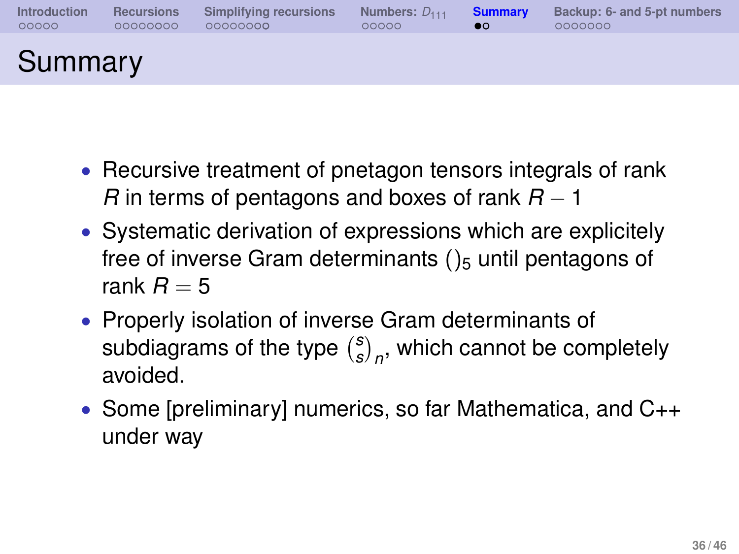# Summary

- Recursive treatment of pnetagon tensors integrals of rank $R$ in terms of pentagons and boxes of rank $R-1$
- Systematic derivation of expressions which are explicitely free of inverse Gram determinants $()_5$ until pentagons of rank $R=5$
- Properly isolation of inverse Gram determinants of subdiagrams of the type $\binom{s}{s}_n$, which cannot be completely avoided.
- Some [preliminary] numerics, so far Mathematica, and C++ under way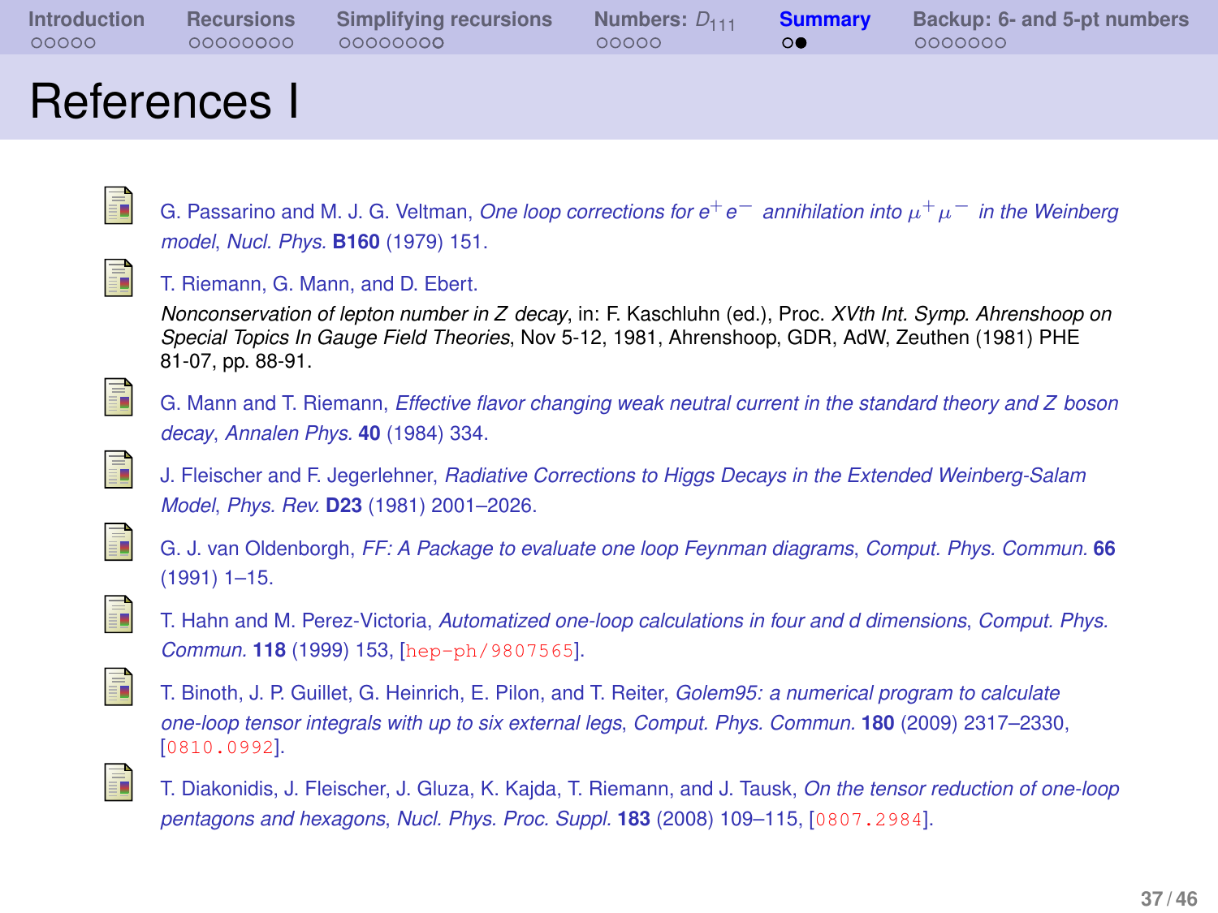# References I

- G. Passarino and M. J. G. Veltman, *One loop corrections for $e^+e^-$ annihilation into $\mu^+\mu^-$ in the Weinberg model*, *Nucl. Phys.* **B160** (1979) 151.

- T. Riemann, G. Mann, and D. Ebert.
  *Nonconservation of lepton number in Z decay*, in: F. Kaschluhn (ed.), Proc. *XVth Int. Symp. Ahrenshoop on Special Topics In Gauge Field Theories*, Nov 5-12, 1981, Ahrenshoop, GDR, AdW, Zeuthen (1981) PHE 81-07, pp. 88-91.

- G. Mann and T. Riemann, *Effective flavor changing weak neutral current in the standard theory and Z boson decay*, *Annalen Phys.* **40** (1984) 334.

- J. Fleischer and F. Jegerlehner, *Radiative Corrections to Higgs Decays in the Extended Weinberg-Salam Model*, *Phys. Rev.* **D23** (1981) 2001–2026.

- G. J. van Oldenborgh, *FF: A Package to evaluate one loop Feynman diagrams*, *Comput. Phys. Commun.* **66** (1991) 1–15.

- T. Hahn and M. Perez-Victoria, *Automatized one-loop calculations in four and d dimensions*, *Comput. Phys. Commun.* **118** (1999) 153, [hep-ph/9807565].

- T. Binoth, J. P. Guillet, G. Heinrich, E. Pilon, and T. Reiter, *Golem95: a numerical program to calculate one-loop tensor integrals with up to six external legs*, *Comput. Phys. Commun.* **180** (2009) 2317–2330, [0810.0992].

- T. Diakonidis, J. Fleischer, J. Gluza, K. Kajda, T. Riemann, and J. Tausk, *On the tensor reduction of one-loop pentagons and hexagons*, *Nucl. Phys. Proc. Suppl.* **183** (2008) 109–115, [0807.2984].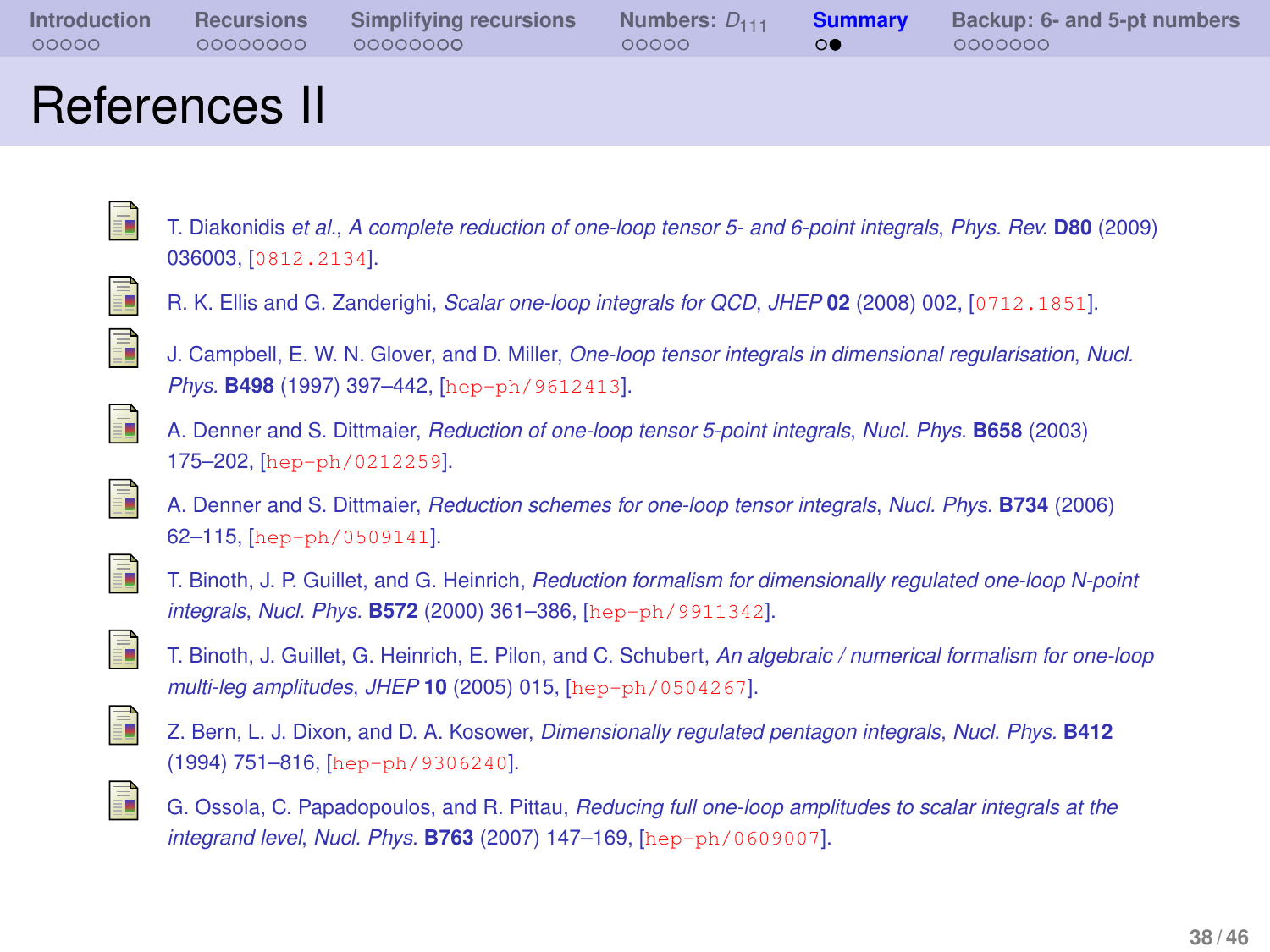# References II

- T. Diakonidis *et al.*, *A complete reduction of one-loop tensor 5- and 6-point integrals*, *Phys. Rev.* **D80** (2009) 036003, [0812.2134].
- R. K. Ellis and G. Zanderighi, *Scalar one-loop integrals for QCD*, *JHEP* **02** (2008) 002, [0712.1851].
- J. Campbell, E. W. N. Glover, and D. Miller, *One-loop tensor integrals in dimensional regularisation*, *Nucl. Phys.* **B498** (1997) 397–442, [hep-ph/9612413].
- A. Denner and S. Dittmaier, *Reduction of one-loop tensor 5-point integrals*, *Nucl. Phys.* **B658** (2003) 175–202, [hep-ph/0212259].
- A. Denner and S. Dittmaier, *Reduction schemes for one-loop tensor integrals*, *Nucl. Phys.* **B734** (2006) 62–115, [hep-ph/0509141].
- T. Binoth, J. P. Guillet, and G. Heinrich, *Reduction formalism for dimensionally regulated one-loop N-point integrals*, *Nucl. Phys.* **B572** (2000) 361–386, [hep-ph/9911342].
- T. Binoth, J. Guillet, G. Heinrich, E. Pilon, and C. Schubert, *An algebraic / numerical formalism for one-loop multi-leg amplitudes*, *JHEP* **10** (2005) 015, [hep-ph/0504267].
- Z. Bern, L. J. Dixon, and D. A. Kosower, *Dimensionally regulated pentagon integrals*, *Nucl. Phys.* **B412** (1994) 751–816, [hep-ph/9306240].
- G. Ossola, C. Papadopoulos, and R. Pittau, *Reducing full one-loop amplitudes to scalar integrals at the integrand level*, *Nucl. Phys.* **B763** (2007) 147–169, [hep-ph/0609007].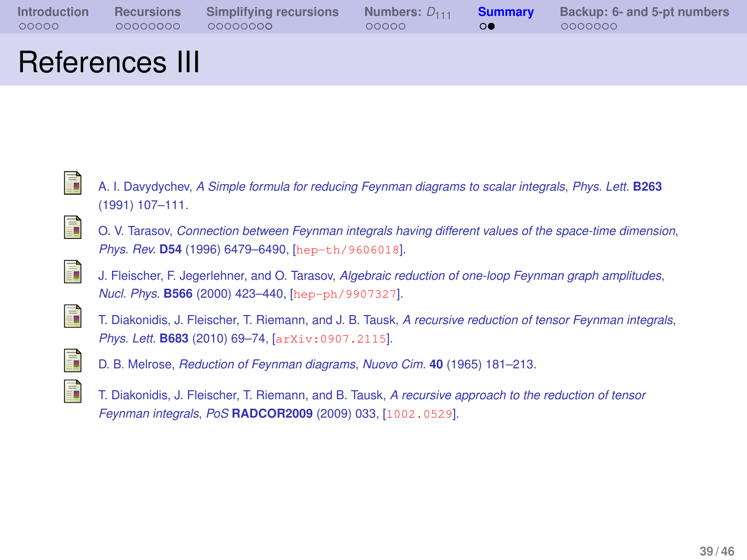# References III

- A. I. Davydychev, *A Simple formula for reducing Feynman diagrams to scalar integrals*, *Phys. Lett.* **B263** (1991) 107–111.
- O. V. Tarasov, *Connection between Feynman integrals having different values of the space-time dimension*, *Phys. Rev.* **D54** (1996) 6479–6490, [hep-th/9606018].
- J. Fleischer, F. Jegerlehner, and O. Tarasov, *Algebraic reduction of one-loop Feynman graph amplitudes*, *Nucl. Phys.* **B566** (2000) 423–440, [hep-ph/9907327].
- T. Diakonidis, J. Fleischer, T. Riemann, and J. B. Tausk, *A recursive reduction of tensor Feynman integrals*, *Phys. Lett.* **B683** (2010) 69–74, [arXiv:0907.2115].
- D. B. Melrose, *Reduction of Feynman diagrams*, *Nuovo Cim.* **40** (1965) 181–213.
- T. Diakonidis, J. Fleischer, T. Riemann, and B. Tausk, *A recursive approach to the reduction of tensor Feynman integrals*, *PoS* **RADCOR2009** (2009) 033, [1002.0529].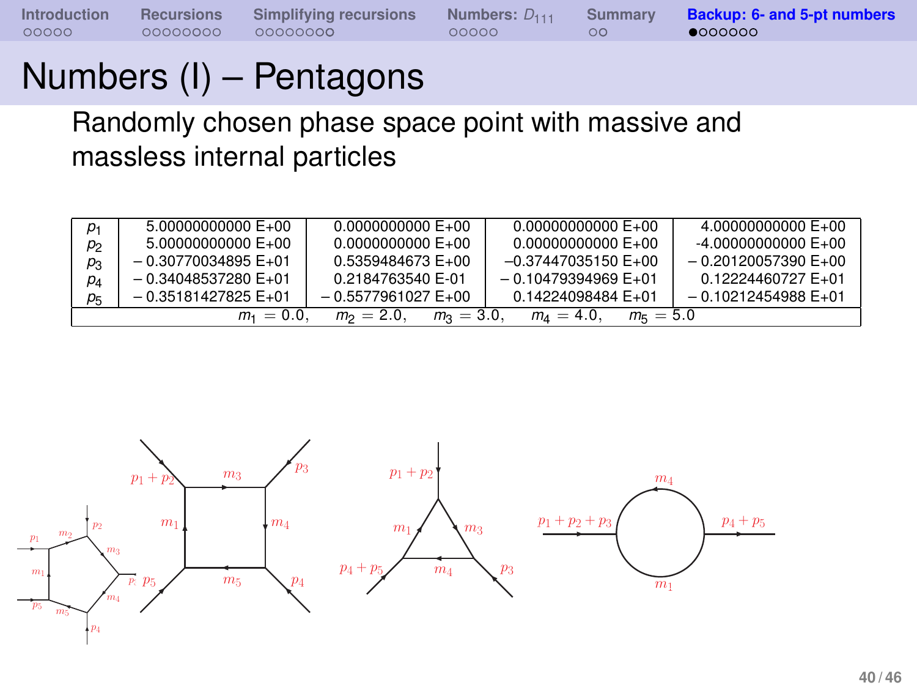# Numbers (I) – Pentagons

Randomly chosen phase space point with massive and massless internal particles

| | | | | |
|---|---|---|---|---|
| $p_1$ | 5.00000000000 E+00 | 0.0000000000 E+00 | 0.00000000000 E+00 | 4.00000000000 E+00 |
| $p_2$ | 5.00000000000 E+00 | 0.0000000000 E+00 | 0.00000000000 E+00 | -4.00000000000 E+00 |
| $p_3$ | – 0.30770034895 E+01 | 0.5359484673 E+00 | –0.37447035150 E+00 | – 0.20120057390 E+00 |
| $p_4$ | – 0.34048537280 E+01 | 0.2184763540 E-01 | – 0.10479394969 E+01 | 0.12224460727 E+01 |
| $p_5$ | – 0.35181427825 E+01 | – 0.5577961027 E+00 | 0.14224098484 E+01 | – 0.10212454988 E+01 |
| $m_1 = 0.0$, $m_2 = 2.0$, $m_3 = 3.0$, $m_4 = 4.0$, $m_5 = 5.0$ | | | | |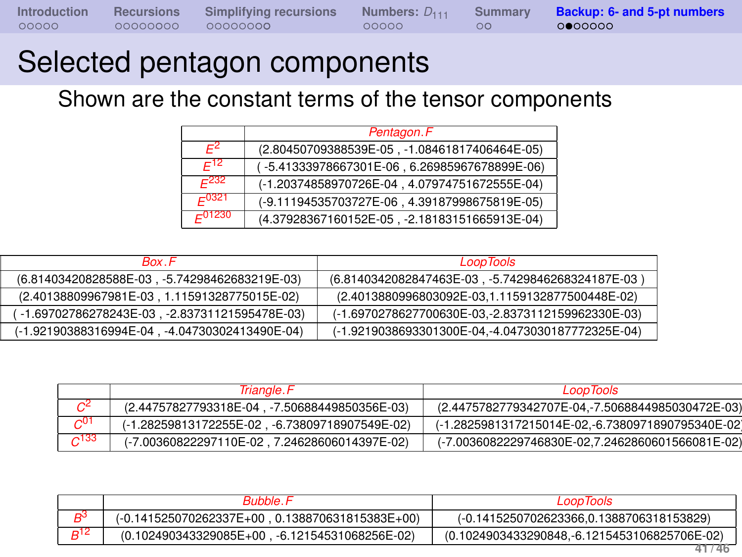# Selected pentagon components

Shown are the constant terms of the tensor components

| | *Pentagon.F* |
|---|---|
| $E^{2}$ | (2.80450709388539E-05 , -1.08461817406464E-05) |
| $E^{12}$ | ( -5.41333978667301E-06 , 6.26985967678899E-06) |
| $E^{232}$ | (-1.20374858970726E-04 , 4.07974751672555E-04) |
| $E^{0321}$ | (-9.11194535703727E-06 , 4.39187998675819E-05) |
| $E^{01230}$ | (4.37928367160152E-05 , -2.18183151665913E-04) |

| *Box.F* | *LoopTools* |
|---|---|
| (6.81403420828588E-03 , -5.74298462683219E-03) | (6.8140342082847463E-03 , -5.7429846268324187E-03 ) |
| (2.40138809967981E-03 , 1.11591328775015E-02) | (2.4013880996803092E-03,1.1159132877500448E-02) |
| ( -1.69702786278243E-03 , -2.83731121595478E-03) | (-1.6970278627700630E-03,-2.8373112159962330E-03) |
| (-1.92190388316994E-04 , -4.04730302413490E-04) | (-1.9219038693301300E-04,-4.0473030187772325E-04) |

| | *Triangle.F* | *LoopTools* |
|---|---|---|
| $C^{2}$ | (2.44757827793318E-04 , -7.50688449850356E-03) | (2.4475782779342707E-04,-7.5068844985030472E-03) |
| $C^{01}$ | (-1.28259813172255E-02 , -6.73809718907549E-02) | (-1.2825981317215014E-02,-6.7380971890795340E-02) |
| $C^{133}$ | (-7.00360822297110E-02 , 7.24628606014397E-02) | (-7.0036082229746830E-02,7.2462860601566081E-02) |

| | *Bubble.F* | *LoopTools* |
|---|---|---|
| $B^{3}$ | (-0.141525070262337E+00 , 0.138870631815383E+00) | (-0.1415250702623366,0.1388706318153829) |
| $B^{12}$ | (0.102490343329085E+00 , -6.12154531068256E-02) | (0.1024903433290848,-6.1215453106825706E-02) |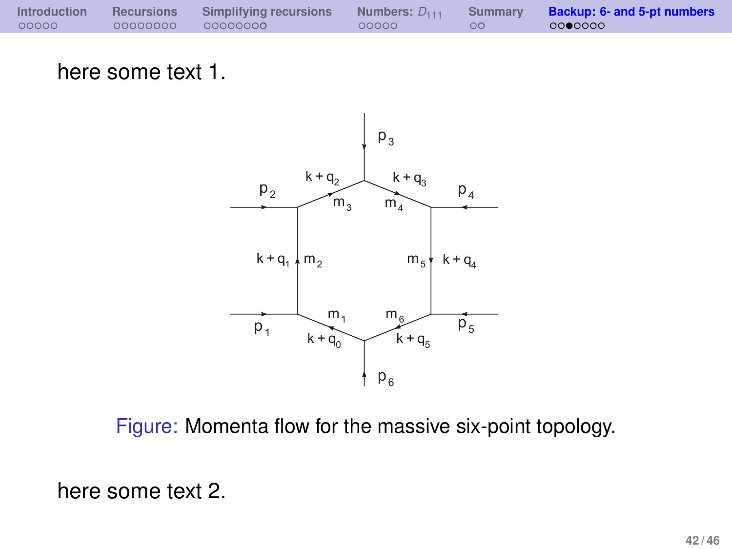here some text 1.

Figure: Momenta flow for the massive six-point topology.

here some text 2.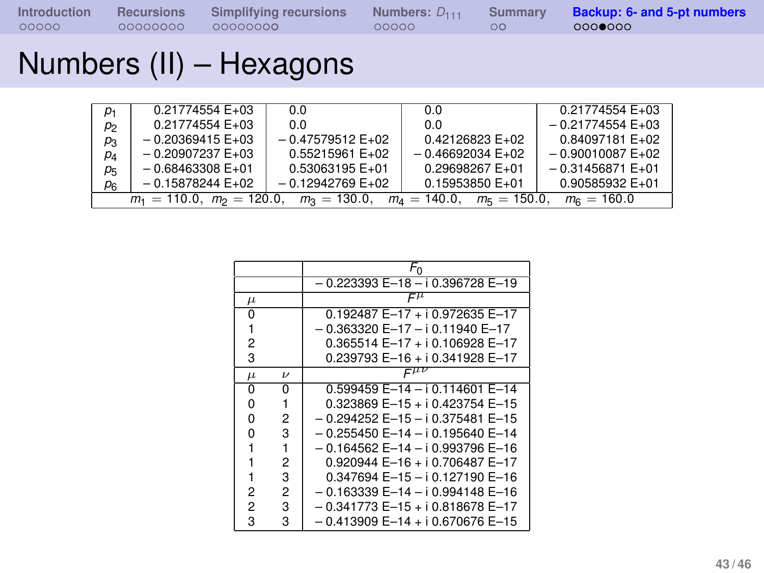# Numbers (II) – Hexagons

| | | | | |
|---|---|---|---|---|
| $p_1$ | 0.21774554 E+03 | 0.0 | 0.0 | 0.21774554 E+03 |
| $p_2$ | 0.21774554 E+03 | 0.0 | 0.0 | – 0.21774554 E+03 |
| $p_3$ | – 0.20369415 E+03 | – 0.47579512 E+02 | 0.42126823 E+02 | 0.84097181 E+02 |
| $p_4$ | – 0.20907237 E+03 | 0.55215961 E+02 | – 0.46692034 E+02 | – 0.90010087 E+02 |
| $p_5$ | – 0.68463308 E+01 | 0.53063195 E+01 | 0.29698267 E+01 | – 0.31456871 E+01 |
| $p_6$ | – 0.15878244 E+02 | – 0.12942769 E+02 | 0.15953850 E+01 | 0.90585932 E+01 |
| $m_1 = 110.0,\ m_2 = 120.0,\ m_3 = 130.0,\ m_4 = 140.0,\ m_5 = 150.0,\ m_6 = 160.0$ | | | | |

| | | $F_0$ |
|---|---|---|
| | | – 0.223393 E–18 – i 0.396728 E–19 |
| $\mu$ | | $F^{\mu}$ |
| 0 | | 0.192487 E–17 + i 0.972635 E–17 |
| 1 | | – 0.363320 E–17 – i 0.11940 E–17 |
| 2 | | 0.365514 E–17 + i 0.106928 E–17 |
| 3 | | 0.239793 E–16 + i 0.341928 E–17 |
| $\mu$ | $\nu$ | $F^{\mu\nu}$ |
| 0 | 0 | 0.599459 E–14 – i 0.114601 E–14 |
| 0 | 1 | 0.323869 E–15 + i 0.423754 E–15 |
| 0 | 2 | – 0.294252 E–15 – i 0.375481 E–15 |
| 0 | 3 | – 0.255450 E–14 – i 0.195640 E–14 |
| 1 | 1 | – 0.164562 E–14 – i 0.993796 E–16 |
| 1 | 2 | 0.920944 E–16 + i 0.706487 E–17 |
| 1 | 3 | 0.347694 E–15 – i 0.127190 E–16 |
| 2 | 2 | – 0.163339 E–14 – i 0.994148 E–16 |
| 2 | 3 | – 0.341773 E–15 + i 0.818678 E–17 |
| 3 | 3 | – 0.413909 E–14 + i 0.670676 E–15 |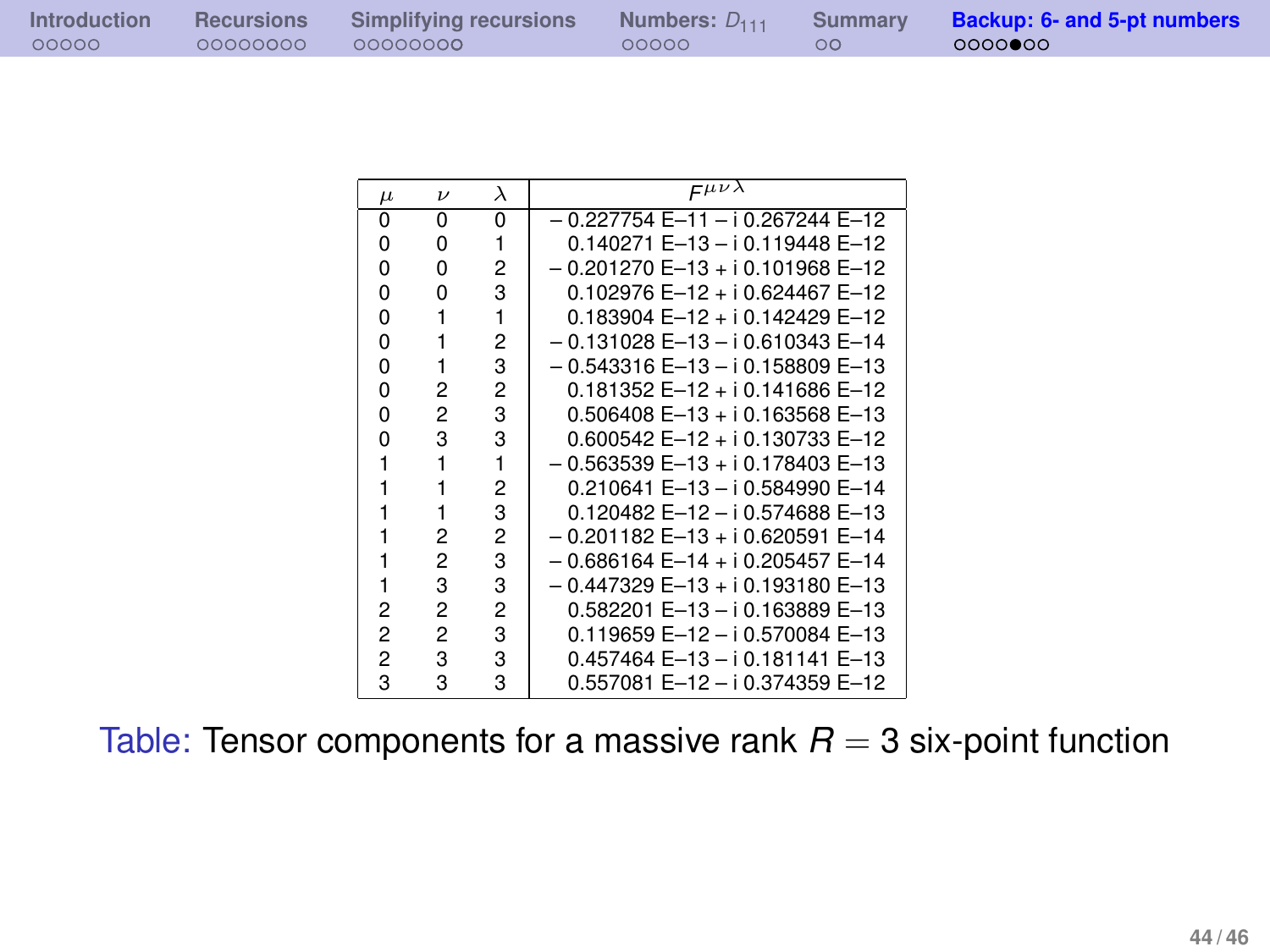| $\mu$ | $\nu$ | $\lambda$ | $F^{\mu\nu\lambda}$ |
|---|---|---|---|
| 0 | 0 | 0 | − 0.227754 E−11 − i 0.267244 E−12 |
| 0 | 0 | 1 | 0.140271 E−13 − i 0.119448 E−12 |
| 0 | 0 | 2 | − 0.201270 E−13 + i 0.101968 E−12 |
| 0 | 0 | 3 | 0.102976 E−12 + i 0.624467 E−12 |
| 0 | 1 | 1 | 0.183904 E−12 + i 0.142429 E−12 |
| 0 | 1 | 2 | − 0.131028 E−13 − i 0.610343 E−14 |
| 0 | 1 | 3 | − 0.543316 E−13 − i 0.158809 E−13 |
| 0 | 2 | 2 | 0.181352 E−12 + i 0.141686 E−12 |
| 0 | 2 | 3 | 0.506408 E−13 + i 0.163568 E−13 |
| 0 | 3 | 3 | 0.600542 E−12 + i 0.130733 E−12 |
| 1 | 1 | 1 | − 0.563539 E−13 + i 0.178403 E−13 |
| 1 | 1 | 2 | 0.210641 E−13 − i 0.584990 E−14 |
| 1 | 1 | 3 | 0.120482 E−12 − i 0.574688 E−13 |
| 1 | 2 | 2 | − 0.201182 E−13 + i 0.620591 E−14 |
| 1 | 2 | 3 | − 0.686164 E−14 + i 0.205457 E−14 |
| 1 | 3 | 3 | − 0.447329 E−13 + i 0.193180 E−13 |
| 2 | 2 | 2 | 0.582201 E−13 − i 0.163889 E−13 |
| 2 | 2 | 3 | 0.119659 E−12 − i 0.570084 E−13 |
| 2 | 3 | 3 | 0.457464 E−13 − i 0.181141 E−13 |
| 3 | 3 | 3 | 0.557081 E−12 − i 0.374359 E−12 |

Table: Tensor components for a massive rank $R = 3$ six-point function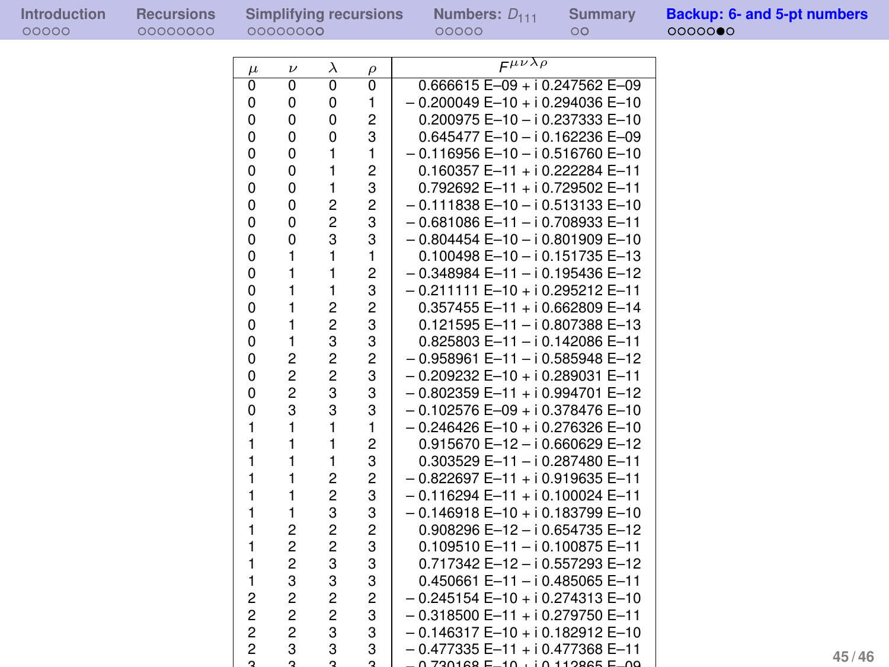| $\mu$ | $\nu$ | $\lambda$ | $\rho$ | $F^{\mu\nu\lambda\rho}$ |
|---|---|---|---|---|
| 0 | 0 | 0 | 0 | 0.666615 E–09 + i 0.247562 E–09 |
| 0 | 0 | 0 | 1 | – 0.200049 E–10 + i 0.294036 E–10 |
| 0 | 0 | 0 | 2 | 0.200975 E–10 – i 0.237333 E–10 |
| 0 | 0 | 0 | 3 | 0.645477 E–10 – i 0.162236 E–09 |
| 0 | 0 | 1 | 1 | – 0.116956 E–10 – i 0.516760 E–10 |
| 0 | 0 | 1 | 2 | 0.160357 E–11 + i 0.222284 E–11 |
| 0 | 0 | 1 | 3 | 0.792692 E–11 + i 0.729502 E–11 |
| 0 | 0 | 2 | 2 | – 0.111838 E–10 – i 0.513133 E–10 |
| 0 | 0 | 2 | 3 | – 0.681086 E–11 – i 0.708933 E–11 |
| 0 | 0 | 3 | 3 | – 0.804454 E–10 – i 0.801909 E–10 |
| 0 | 1 | 1 | 1 | 0.100498 E–10 – i 0.151735 E–13 |
| 0 | 1 | 1 | 2 | – 0.348984 E–11 – i 0.195436 E–12 |
| 0 | 1 | 1 | 3 | – 0.211111 E–10 + i 0.295212 E–11 |
| 0 | 1 | 2 | 2 | 0.357455 E–11 + i 0.662809 E–14 |
| 0 | 1 | 2 | 3 | 0.121595 E–11 – i 0.807388 E–13 |
| 0 | 1 | 3 | 3 | 0.825803 E–11 – i 0.142086 E–11 |
| 0 | 2 | 2 | 2 | – 0.958961 E–11 – i 0.585948 E–12 |
| 0 | 2 | 2 | 3 | – 0.209232 E–10 + i 0.289031 E–11 |
| 0 | 2 | 3 | 3 | – 0.802359 E–11 + i 0.994701 E–12 |
| 0 | 3 | 3 | 3 | – 0.102576 E–09 + i 0.378476 E–10 |
| 1 | 1 | 1 | 1 | – 0.246426 E–10 + i 0.276326 E–10 |
| 1 | 1 | 1 | 2 | 0.915670 E–12 – i 0.660629 E–12 |
| 1 | 1 | 1 | 3 | 0.303529 E–11 – i 0.287480 E–11 |
| 1 | 1 | 2 | 2 | – 0.822697 E–11 + i 0.919635 E–11 |
| 1 | 1 | 2 | 3 | – 0.116294 E–11 + i 0.100024 E–11 |
| 1 | 1 | 3 | 3 | – 0.146918 E–10 + i 0.183799 E–10 |
| 1 | 2 | 2 | 2 | 0.908296 E–12 – i 0.654735 E–12 |
| 1 | 2 | 2 | 3 | 0.109510 E–11 – i 0.100875 E–11 |
| 1 | 2 | 3 | 3 | 0.717342 E–12 – i 0.557293 E–12 |
| 1 | 3 | 3 | 3 | 0.450661 E–11 – i 0.485065 E–11 |
| 2 | 2 | 2 | 2 | – 0.245154 E–10 + i 0.274313 E–10 |
| 2 | 2 | 2 | 3 | – 0.318500 E–11 + i 0.279750 E–11 |
| 2 | 2 | 3 | 3 | – 0.146317 E–10 + i 0.182912 E–10 |
| 2 | 3 | 3 | 3 | – 0.477335 E–11 + i 0.477368 E–11 |
| 3 | 3 | 3 | 3 | – 0.730168 E–10 + i 0.112865 E–09 |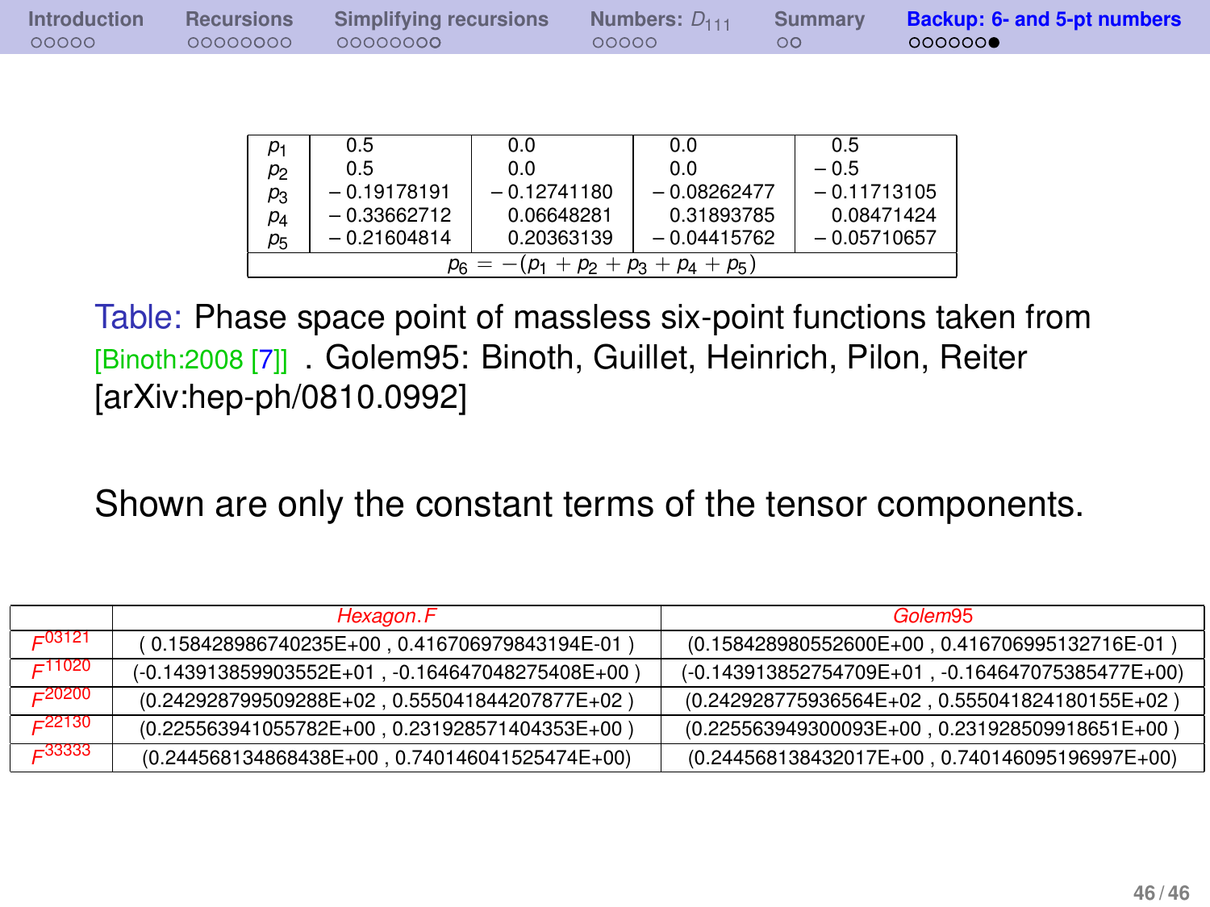| | | | | |
|---|---|---|---|---|
| $p_1$ | 0.5 | 0.0 | 0.0 | 0.5 |
| $p_2$ | 0.5 | 0.0 | 0.0 | $-$ 0.5 |
| $p_3$ | $-$ 0.19178191 | $-$ 0.12741180 | $-$ 0.08262477 | $-$ 0.11713105 |
| $p_4$ | $-$ 0.33662712 | 0.06648281 | 0.31893785 | 0.08471424 |
| $p_5$ | $-$ 0.21604814 | 0.20363139 | $-$ 0.04415762 | $-$ 0.05710657 |
| $p_6 = -(p_1 + p_2 + p_3 + p_4 + p_5)$ | | | | |

Table: Phase space point of massless six-point functions taken from [Binoth:2008 [7]] . Golem95: Binoth, Guillet, Heinrich, Pilon, Reiter [arXiv:hep-ph/0810.0992]

Shown are only the constant terms of the tensor components.

| | *Hexagon.F* | *Golem95* |
|---|---|---|
| $F^{03121}$ | ( 0.158428986740235E+00 , 0.416706979843194E-01 ) | (0.158428980552600E+00 , 0.416706995132716E-01 ) |
| $F^{11020}$ | (-0.143913859903552E+01 , -0.164647048275408E+00 ) | (-0.143913852754709E+01 , -0.164647075385477E+00) |
| $F^{20200}$ | (0.242928799509288E+02 , 0.555041844207877E+02 ) | (0.242928775936564E+02 , 0.555041824180155E+02 ) |
| $F^{22130}$ | (0.225563941055782E+00 , 0.231928571404353E+00 ) | (0.225563949300093E+00 , 0.231928509918651E+00 ) |
| $F^{33333}$ | (0.244568134868438E+00 , 0.740146041525474E+00) | (0.244568138432017E+00 , 0.740146095196997E+00) |